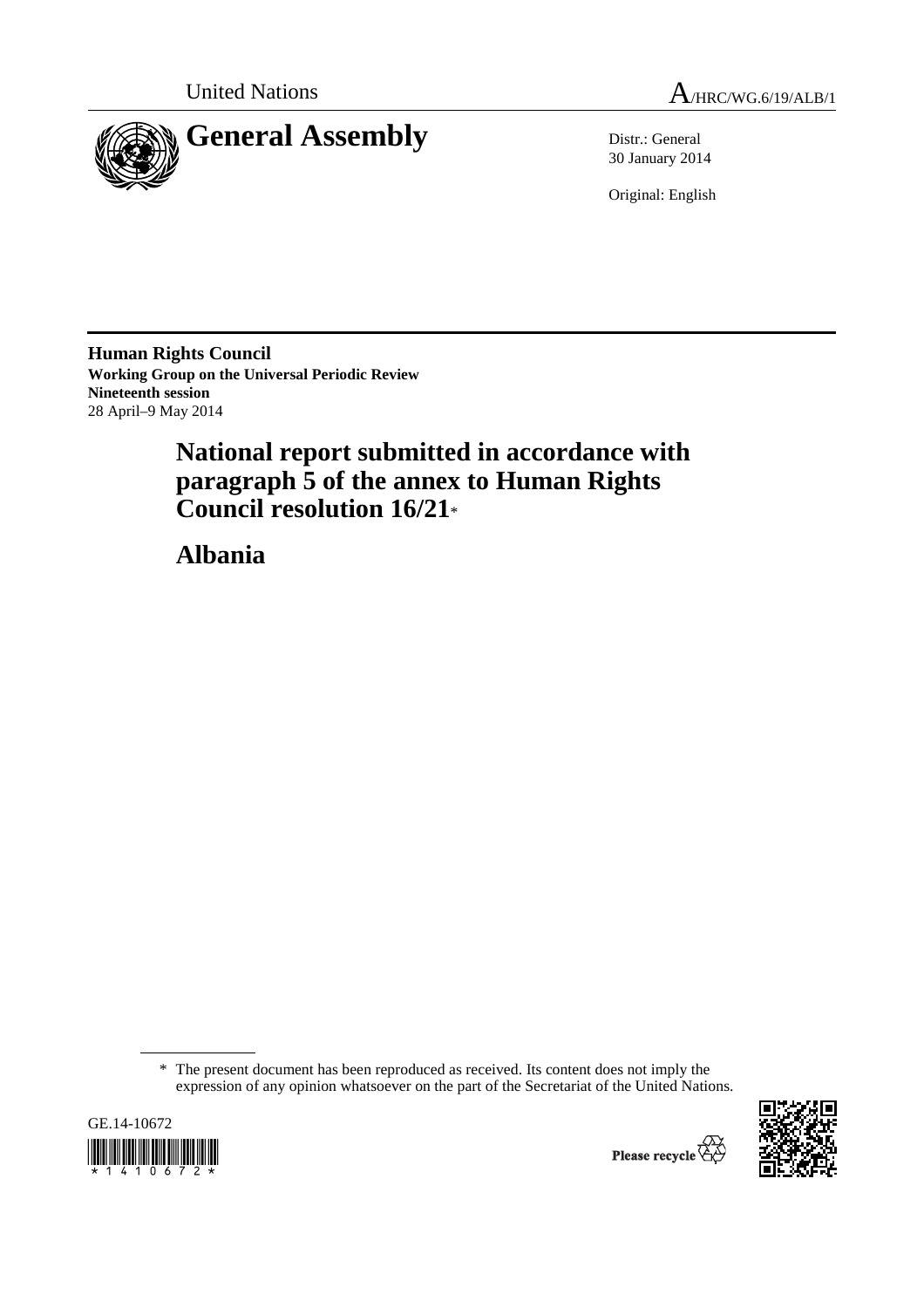United Nations A/HRC/WG.6/19/ALB/1

# General Assembly

Distr.: General
30 January 2014

Original: English

**Human Rights Council**
**Working Group on the Universal Periodic Review**
**Nineteenth session**
28 April–9 May 2014

# National report submitted in accordance with paragraph 5 of the annex to Human Rights Council resolution 16/21*

# Albania

\* The present document has been reproduced as received. Its content does not imply the expression of any opinion whatsoever on the part of the Secretariat of the United Nations.

GE.14-10672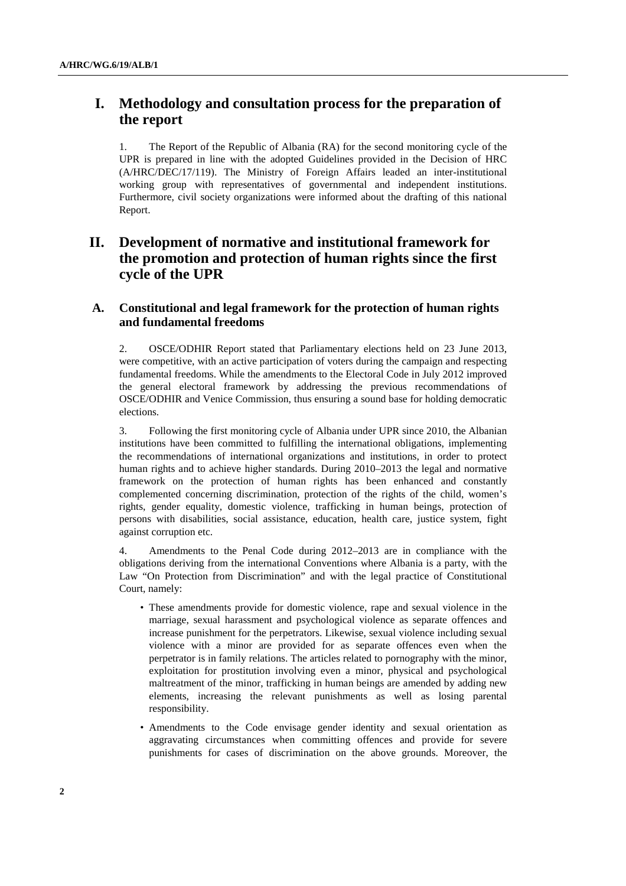# I. Methodology and consultation process for the preparation of the report

1. The Report of the Republic of Albania (RA) for the second monitoring cycle of the UPR is prepared in line with the adopted Guidelines provided in the Decision of HRC (A/HRC/DEC/17/119). The Ministry of Foreign Affairs leaded an inter-institutional working group with representatives of governmental and independent institutions. Furthermore, civil society organizations were informed about the drafting of this national Report.

# II. Development of normative and institutional framework for the promotion and protection of human rights since the first cycle of the UPR

## A. Constitutional and legal framework for the protection of human rights and fundamental freedoms

2. OSCE/ODHIR Report stated that Parliamentary elections held on 23 June 2013, were competitive, with an active participation of voters during the campaign and respecting fundamental freedoms. While the amendments to the Electoral Code in July 2012 improved the general electoral framework by addressing the previous recommendations of OSCE/ODHIR and Venice Commission, thus ensuring a sound base for holding democratic elections.

3. Following the first monitoring cycle of Albania under UPR since 2010, the Albanian institutions have been committed to fulfilling the international obligations, implementing the recommendations of international organizations and institutions, in order to protect human rights and to achieve higher standards. During 2010–2013 the legal and normative framework on the protection of human rights has been enhanced and constantly complemented concerning discrimination, protection of the rights of the child, women's rights, gender equality, domestic violence, trafficking in human beings, protection of persons with disabilities, social assistance, education, health care, justice system, fight against corruption etc.

4. Amendments to the Penal Code during 2012–2013 are in compliance with the obligations deriving from the international Conventions where Albania is a party, with the Law "On Protection from Discrimination" and with the legal practice of Constitutional Court, namely:

- These amendments provide for domestic violence, rape and sexual violence in the marriage, sexual harassment and psychological violence as separate offences and increase punishment for the perpetrators. Likewise, sexual violence including sexual violence with a minor are provided for as separate offences even when the perpetrator is in family relations. The articles related to pornography with the minor, exploitation for prostitution involving even a minor, physical and psychological maltreatment of the minor, trafficking in human beings are amended by adding new elements, increasing the relevant punishments as well as losing parental responsibility.
- Amendments to the Code envisage gender identity and sexual orientation as aggravating circumstances when committing offences and provide for severe punishments for cases of discrimination on the above grounds. Moreover, the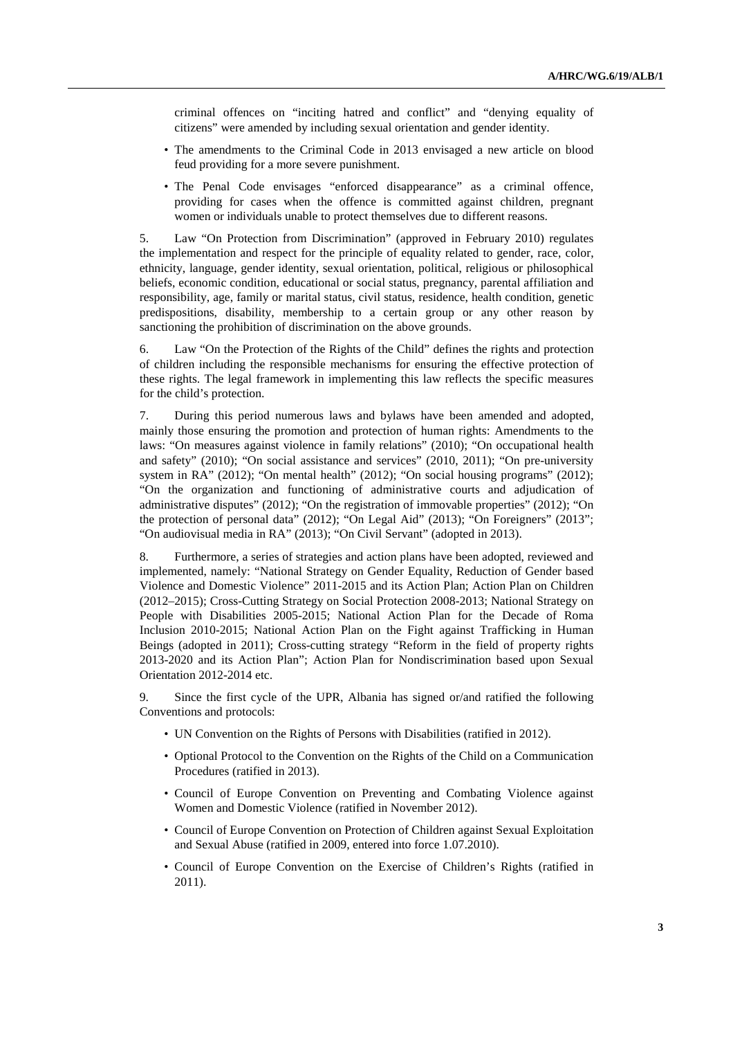criminal offences on "inciting hatred and conflict" and "denying equality of citizens" were amended by including sexual orientation and gender identity.

- The amendments to the Criminal Code in 2013 envisaged a new article on blood feud providing for a more severe punishment.
- The Penal Code envisages "enforced disappearance" as a criminal offence, providing for cases when the offence is committed against children, pregnant women or individuals unable to protect themselves due to different reasons.

5. Law "On Protection from Discrimination" (approved in February 2010) regulates the implementation and respect for the principle of equality related to gender, race, color, ethnicity, language, gender identity, sexual orientation, political, religious or philosophical beliefs, economic condition, educational or social status, pregnancy, parental affiliation and responsibility, age, family or marital status, civil status, residence, health condition, genetic predispositions, disability, membership to a certain group or any other reason by sanctioning the prohibition of discrimination on the above grounds.

6. Law "On the Protection of the Rights of the Child" defines the rights and protection of children including the responsible mechanisms for ensuring the effective protection of these rights. The legal framework in implementing this law reflects the specific measures for the child's protection.

7. During this period numerous laws and bylaws have been amended and adopted, mainly those ensuring the promotion and protection of human rights: Amendments to the laws: "On measures against violence in family relations" (2010); "On occupational health and safety" (2010); "On social assistance and services" (2010, 2011); "On pre-university system in RA" (2012); "On mental health" (2012); "On social housing programs" (2012); "On the organization and functioning of administrative courts and adjudication of administrative disputes" (2012); "On the registration of immovable properties" (2012); "On the protection of personal data" (2012); "On Legal Aid" (2013); "On Foreigners" (2013"; "On audiovisual media in RA" (2013); "On Civil Servant" (adopted in 2013).

8. Furthermore, a series of strategies and action plans have been adopted, reviewed and implemented, namely: "National Strategy on Gender Equality, Reduction of Gender based Violence and Domestic Violence" 2011-2015 and its Action Plan; Action Plan on Children (2012–2015); Cross-Cutting Strategy on Social Protection 2008-2013; National Strategy on People with Disabilities 2005-2015; National Action Plan for the Decade of Roma Inclusion 2010-2015; National Action Plan on the Fight against Trafficking in Human Beings (adopted in 2011); Cross-cutting strategy "Reform in the field of property rights 2013-2020 and its Action Plan"; Action Plan for Nondiscrimination based upon Sexual Orientation 2012-2014 etc.

9. Since the first cycle of the UPR, Albania has signed or/and ratified the following Conventions and protocols:

- UN Convention on the Rights of Persons with Disabilities (ratified in 2012).
- Optional Protocol to the Convention on the Rights of the Child on a Communication Procedures (ratified in 2013).
- Council of Europe Convention on Preventing and Combating Violence against Women and Domestic Violence (ratified in November 2012).
- Council of Europe Convention on Protection of Children against Sexual Exploitation and Sexual Abuse (ratified in 2009, entered into force 1.07.2010).
- Council of Europe Convention on the Exercise of Children's Rights (ratified in 2011).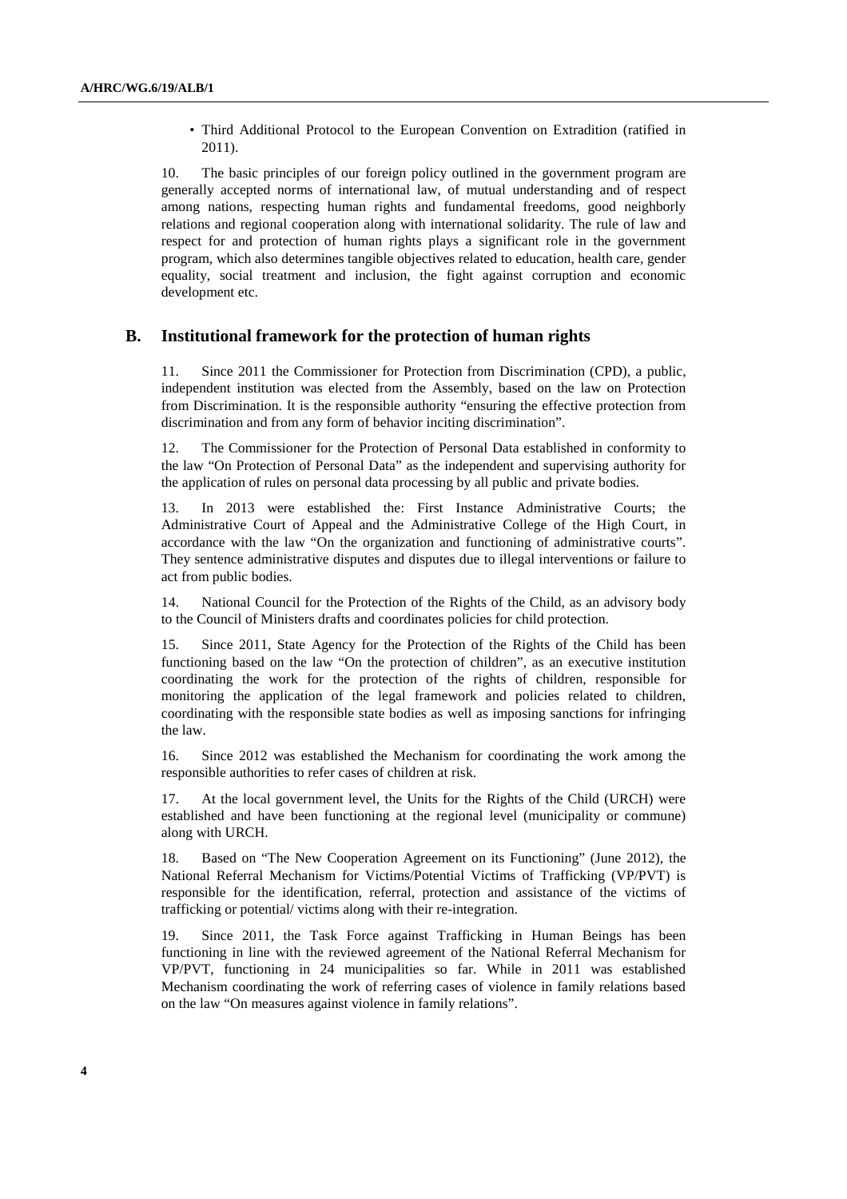- Third Additional Protocol to the European Convention on Extradition (ratified in 2011).

10. The basic principles of our foreign policy outlined in the government program are generally accepted norms of international law, of mutual understanding and of respect among nations, respecting human rights and fundamental freedoms, good neighborly relations and regional cooperation along with international solidarity. The rule of law and respect for and protection of human rights plays a significant role in the government program, which also determines tangible objectives related to education, health care, gender equality, social treatment and inclusion, the fight against corruption and economic development etc.

## B. Institutional framework for the protection of human rights

11. Since 2011 the Commissioner for Protection from Discrimination (CPD), a public, independent institution was elected from the Assembly, based on the law on Protection from Discrimination. It is the responsible authority "ensuring the effective protection from discrimination and from any form of behavior inciting discrimination".

12. The Commissioner for the Protection of Personal Data established in conformity to the law "On Protection of Personal Data" as the independent and supervising authority for the application of rules on personal data processing by all public and private bodies.

13. In 2013 were established the: First Instance Administrative Courts; the Administrative Court of Appeal and the Administrative College of the High Court, in accordance with the law "On the organization and functioning of administrative courts". They sentence administrative disputes and disputes due to illegal interventions or failure to act from public bodies.

14. National Council for the Protection of the Rights of the Child, as an advisory body to the Council of Ministers drafts and coordinates policies for child protection.

15. Since 2011, State Agency for the Protection of the Rights of the Child has been functioning based on the law "On the protection of children", as an executive institution coordinating the work for the protection of the rights of children, responsible for monitoring the application of the legal framework and policies related to children, coordinating with the responsible state bodies as well as imposing sanctions for infringing the law.

16. Since 2012 was established the Mechanism for coordinating the work among the responsible authorities to refer cases of children at risk.

17. At the local government level, the Units for the Rights of the Child (URCH) were established and have been functioning at the regional level (municipality or commune) along with URCH.

18. Based on "The New Cooperation Agreement on its Functioning" (June 2012), the National Referral Mechanism for Victims/Potential Victims of Trafficking (VP/PVT) is responsible for the identification, referral, protection and assistance of the victims of trafficking or potential/ victims along with their re-integration.

19. Since 2011, the Task Force against Trafficking in Human Beings has been functioning in line with the reviewed agreement of the National Referral Mechanism for VP/PVT, functioning in 24 municipalities so far. While in 2011 was established Mechanism coordinating the work of referring cases of violence in family relations based on the law "On measures against violence in family relations".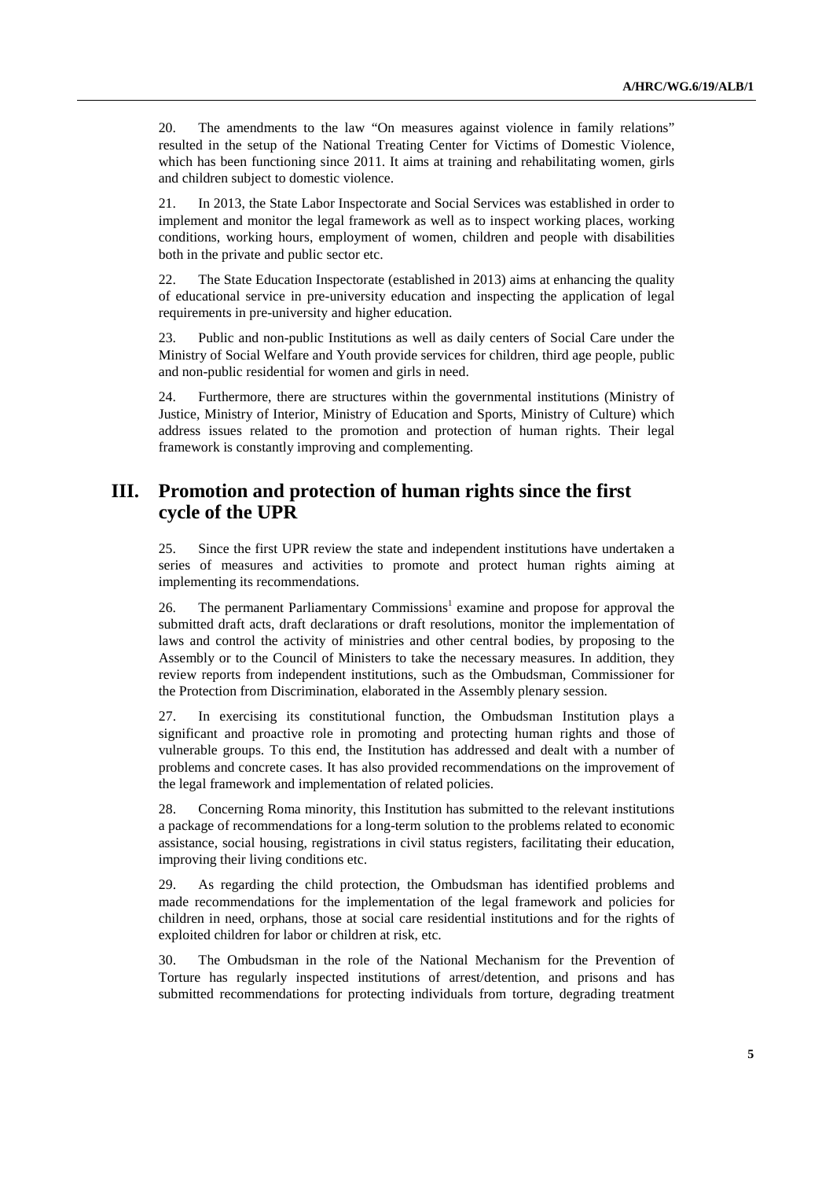20. The amendments to the law "On measures against violence in family relations" resulted in the setup of the National Treating Center for Victims of Domestic Violence, which has been functioning since 2011. It aims at training and rehabilitating women, girls and children subject to domestic violence.

21. In 2013, the State Labor Inspectorate and Social Services was established in order to implement and monitor the legal framework as well as to inspect working places, working conditions, working hours, employment of women, children and people with disabilities both in the private and public sector etc.

22. The State Education Inspectorate (established in 2013) aims at enhancing the quality of educational service in pre-university education and inspecting the application of legal requirements in pre-university and higher education.

23. Public and non-public Institutions as well as daily centers of Social Care under the Ministry of Social Welfare and Youth provide services for children, third age people, public and non-public residential for women and girls in need.

24. Furthermore, there are structures within the governmental institutions (Ministry of Justice, Ministry of Interior, Ministry of Education and Sports, Ministry of Culture) which address issues related to the promotion and protection of human rights. Their legal framework is constantly improving and complementing.

## III. Promotion and protection of human rights since the first cycle of the UPR

25. Since the first UPR review the state and independent institutions have undertaken a series of measures and activities to promote and protect human rights aiming at implementing its recommendations.

26. The permanent Parliamentary Commissions[1] examine and propose for approval the submitted draft acts, draft declarations or draft resolutions, monitor the implementation of laws and control the activity of ministries and other central bodies, by proposing to the Assembly or to the Council of Ministers to take the necessary measures. In addition, they review reports from independent institutions, such as the Ombudsman, Commissioner for the Protection from Discrimination, elaborated in the Assembly plenary session.

27. In exercising its constitutional function, the Ombudsman Institution plays a significant and proactive role in promoting and protecting human rights and those of vulnerable groups. To this end, the Institution has addressed and dealt with a number of problems and concrete cases. It has also provided recommendations on the improvement of the legal framework and implementation of related policies.

28. Concerning Roma minority, this Institution has submitted to the relevant institutions a package of recommendations for a long-term solution to the problems related to economic assistance, social housing, registrations in civil status registers, facilitating their education, improving their living conditions etc.

29. As regarding the child protection, the Ombudsman has identified problems and made recommendations for the implementation of the legal framework and policies for children in need, orphans, those at social care residential institutions and for the rights of exploited children for labor or children at risk, etc.

30. The Ombudsman in the role of the National Mechanism for the Prevention of Torture has regularly inspected institutions of arrest/detention, and prisons and has submitted recommendations for protecting individuals from torture, degrading treatment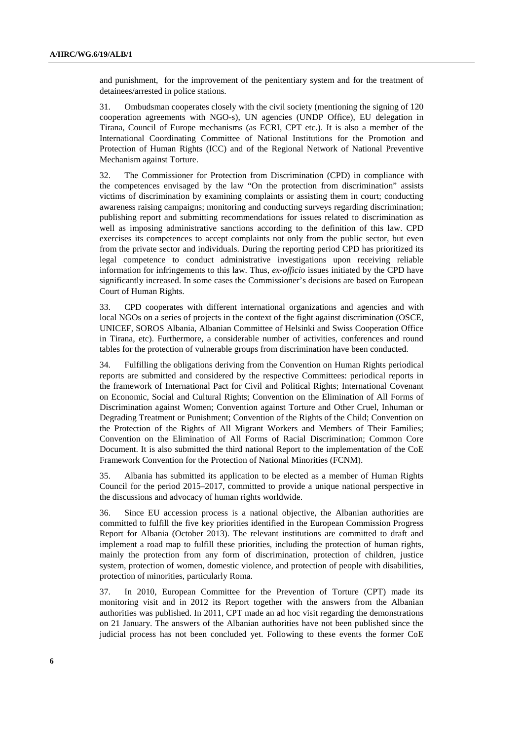and punishment, for the improvement of the penitentiary system and for the treatment of detainees/arrested in police stations.

31. Ombudsman cooperates closely with the civil society (mentioning the signing of 120 cooperation agreements with NGO-s), UN agencies (UNDP Office), EU delegation in Tirana, Council of Europe mechanisms (as ECRI, CPT etc.). It is also a member of the International Coordinating Committee of National Institutions for the Promotion and Protection of Human Rights (ICC) and of the Regional Network of National Preventive Mechanism against Torture.

32. The Commissioner for Protection from Discrimination (CPD) in compliance with the competences envisaged by the law "On the protection from discrimination" assists victims of discrimination by examining complaints or assisting them in court; conducting awareness raising campaigns; monitoring and conducting surveys regarding discrimination; publishing report and submitting recommendations for issues related to discrimination as well as imposing administrative sanctions according to the definition of this law. CPD exercises its competences to accept complaints not only from the public sector, but even from the private sector and individuals. During the reporting period CPD has prioritized its legal competence to conduct administrative investigations upon receiving reliable information for infringements to this law. Thus, *ex-officio* issues initiated by the CPD have significantly increased. In some cases the Commissioner's decisions are based on European Court of Human Rights.

33. CPD cooperates with different international organizations and agencies and with local NGOs on a series of projects in the context of the fight against discrimination (OSCE, UNICEF, SOROS Albania, Albanian Committee of Helsinki and Swiss Cooperation Office in Tirana, etc). Furthermore, a considerable number of activities, conferences and round tables for the protection of vulnerable groups from discrimination have been conducted.

34. Fulfilling the obligations deriving from the Convention on Human Rights periodical reports are submitted and considered by the respective Committees: periodical reports in the framework of International Pact for Civil and Political Rights; International Covenant on Economic, Social and Cultural Rights; Convention on the Elimination of All Forms of Discrimination against Women; Convention against Torture and Other Cruel, Inhuman or Degrading Treatment or Punishment; Convention of the Rights of the Child; Convention on the Protection of the Rights of All Migrant Workers and Members of Their Families; Convention on the Elimination of All Forms of Racial Discrimination; Common Core Document. It is also submitted the third national Report to the implementation of the CoE Framework Convention for the Protection of National Minorities (FCNM).

35. Albania has submitted its application to be elected as a member of Human Rights Council for the period 2015–2017, committed to provide a unique national perspective in the discussions and advocacy of human rights worldwide.

36. Since EU accession process is a national objective, the Albanian authorities are committed to fulfill the five key priorities identified in the European Commission Progress Report for Albania (October 2013). The relevant institutions are committed to draft and implement a road map to fulfill these priorities, including the protection of human rights, mainly the protection from any form of discrimination, protection of children, justice system, protection of women, domestic violence, and protection of people with disabilities, protection of minorities, particularly Roma.

37. In 2010, European Committee for the Prevention of Torture (CPT) made its monitoring visit and in 2012 its Report together with the answers from the Albanian authorities was published. In 2011, CPT made an ad hoc visit regarding the demonstrations on 21 January. The answers of the Albanian authorities have not been published since the judicial process has not been concluded yet. Following to these events the former CoE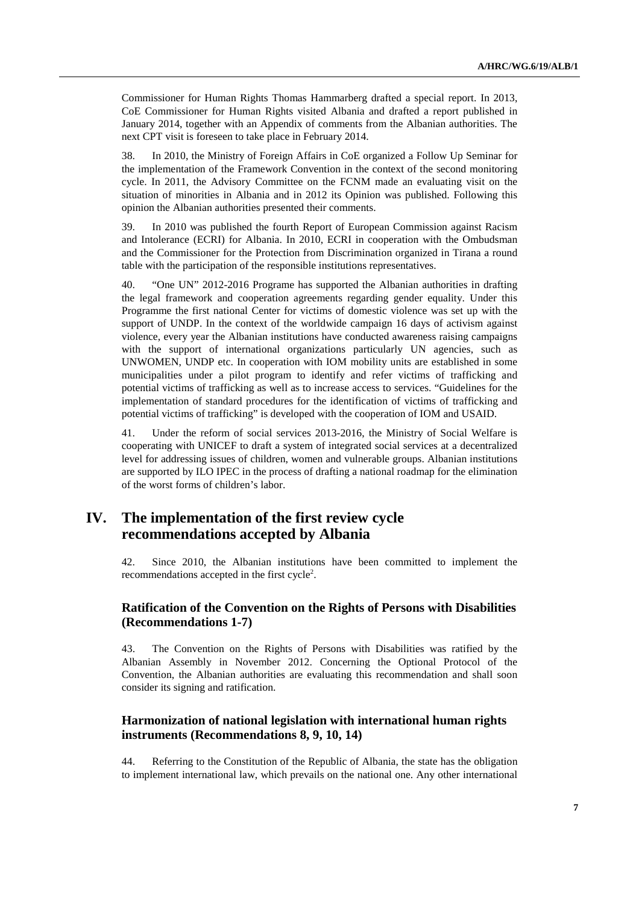Commissioner for Human Rights Thomas Hammarberg drafted a special report. In 2013, CoE Commissioner for Human Rights visited Albania and drafted a report published in January 2014, together with an Appendix of comments from the Albanian authorities. The next CPT visit is foreseen to take place in February 2014.

38. In 2010, the Ministry of Foreign Affairs in CoE organized a Follow Up Seminar for the implementation of the Framework Convention in the context of the second monitoring cycle. In 2011, the Advisory Committee on the FCNM made an evaluating visit on the situation of minorities in Albania and in 2012 its Opinion was published. Following this opinion the Albanian authorities presented their comments.

39. In 2010 was published the fourth Report of European Commission against Racism and Intolerance (ECRI) for Albania. In 2010, ECRI in cooperation with the Ombudsman and the Commissioner for the Protection from Discrimination organized in Tirana a round table with the participation of the responsible institutions representatives.

40. "One UN" 2012-2016 Programe has supported the Albanian authorities in drafting the legal framework and cooperation agreements regarding gender equality. Under this Programme the first national Center for victims of domestic violence was set up with the support of UNDP. In the context of the worldwide campaign 16 days of activism against violence, every year the Albanian institutions have conducted awareness raising campaigns with the support of international organizations particularly UN agencies, such as UNWOMEN, UNDP etc. In cooperation with IOM mobility units are established in some municipalities under a pilot program to identify and refer victims of trafficking and potential victims of trafficking as well as to increase access to services. "Guidelines for the implementation of standard procedures for the identification of victims of trafficking and potential victims of trafficking" is developed with the cooperation of IOM and USAID.

41. Under the reform of social services 2013-2016, the Ministry of Social Welfare is cooperating with UNICEF to draft a system of integrated social services at a decentralized level for addressing issues of children, women and vulnerable groups. Albanian institutions are supported by ILO IPEC in the process of drafting a national roadmap for the elimination of the worst forms of children's labor.

# IV. The implementation of the first review cycle recommendations accepted by Albania

42. Since 2010, the Albanian institutions have been committed to implement the recommendations accepted in the first cycle[2].

## Ratification of the Convention on the Rights of Persons with Disabilities (Recommendations 1-7)

43. The Convention on the Rights of Persons with Disabilities was ratified by the Albanian Assembly in November 2012. Concerning the Optional Protocol of the Convention, the Albanian authorities are evaluating this recommendation and shall soon consider its signing and ratification.

## Harmonization of national legislation with international human rights instruments (Recommendations 8, 9, 10, 14)

44. Referring to the Constitution of the Republic of Albania, the state has the obligation to implement international law, which prevails on the national one. Any other international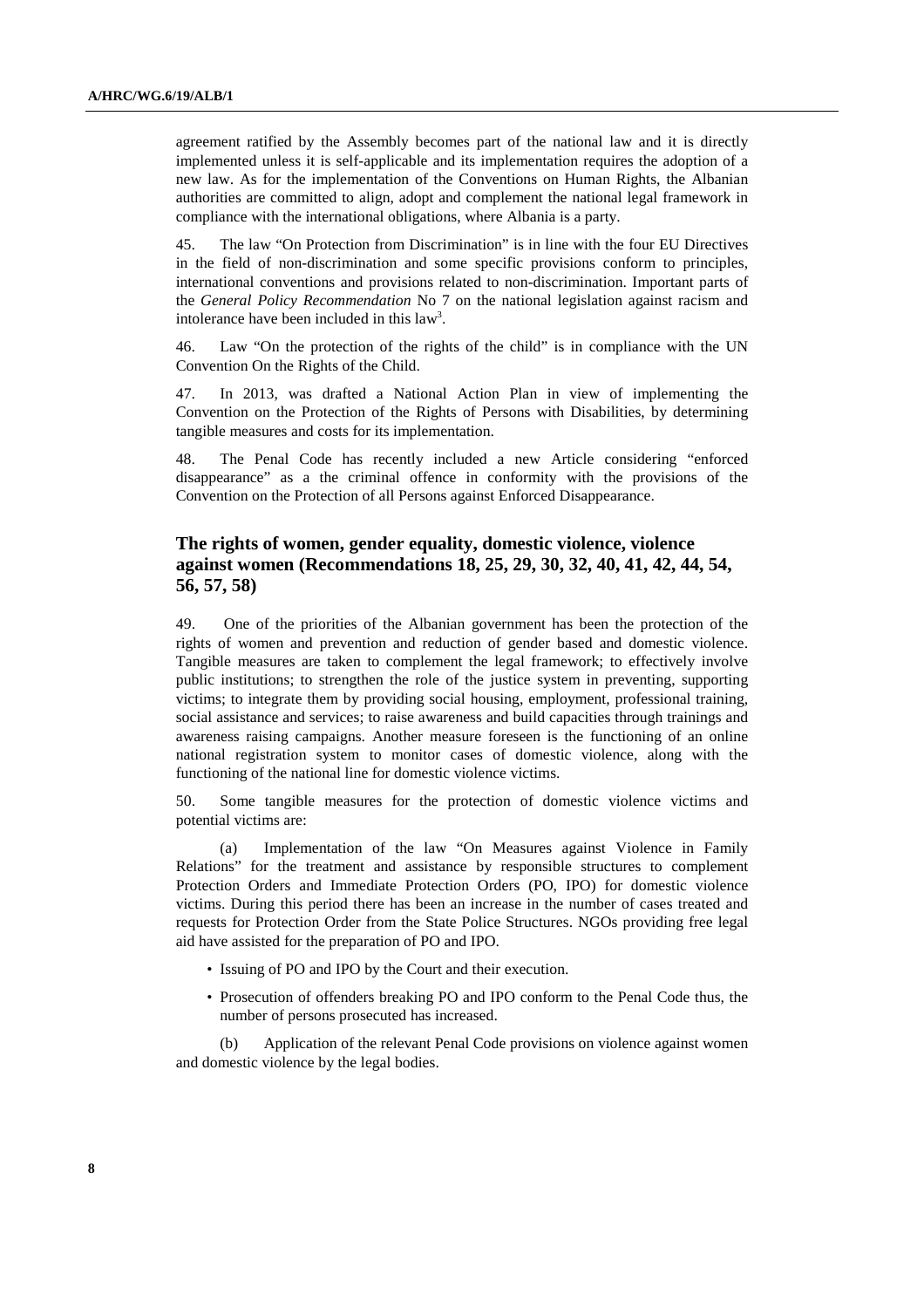agreement ratified by the Assembly becomes part of the national law and it is directly implemented unless it is self-applicable and its implementation requires the adoption of a new law. As for the implementation of the Conventions on Human Rights, the Albanian authorities are committed to align, adopt and complement the national legal framework in compliance with the international obligations, where Albania is a party.

45. The law "On Protection from Discrimination" is in line with the four EU Directives in the field of non-discrimination and some specific provisions conform to principles, international conventions and provisions related to non-discrimination. Important parts of the *General Policy Recommendation* No 7 on the national legislation against racism and intolerance have been included in this law[3].

46. Law "On the protection of the rights of the child" is in compliance with the UN Convention On the Rights of the Child.

47. In 2013, was drafted a National Action Plan in view of implementing the Convention on the Protection of the Rights of Persons with Disabilities, by determining tangible measures and costs for its implementation.

48. The Penal Code has recently included a new Article considering "enforced disappearance" as a the criminal offence in conformity with the provisions of the Convention on the Protection of all Persons against Enforced Disappearance.

## The rights of women, gender equality, domestic violence, violence against women (Recommendations 18, 25, 29, 30, 32, 40, 41, 42, 44, 54, 56, 57, 58)

49. One of the priorities of the Albanian government has been the protection of the rights of women and prevention and reduction of gender based and domestic violence. Tangible measures are taken to complement the legal framework; to effectively involve public institutions; to strengthen the role of the justice system in preventing, supporting victims; to integrate them by providing social housing, employment, professional training, social assistance and services; to raise awareness and build capacities through trainings and awareness raising campaigns. Another measure foreseen is the functioning of an online national registration system to monitor cases of domestic violence, along with the functioning of the national line for domestic violence victims.

50. Some tangible measures for the protection of domestic violence victims and potential victims are:

(a) Implementation of the law "On Measures against Violence in Family Relations" for the treatment and assistance by responsible structures to complement Protection Orders and Immediate Protection Orders (PO, IPO) for domestic violence victims. During this period there has been an increase in the number of cases treated and requests for Protection Order from the State Police Structures. NGOs providing free legal aid have assisted for the preparation of PO and IPO.

- Issuing of PO and IPO by the Court and their execution.
- Prosecution of offenders breaking PO and IPO conform to the Penal Code thus, the number of persons prosecuted has increased.

(b) Application of the relevant Penal Code provisions on violence against women and domestic violence by the legal bodies.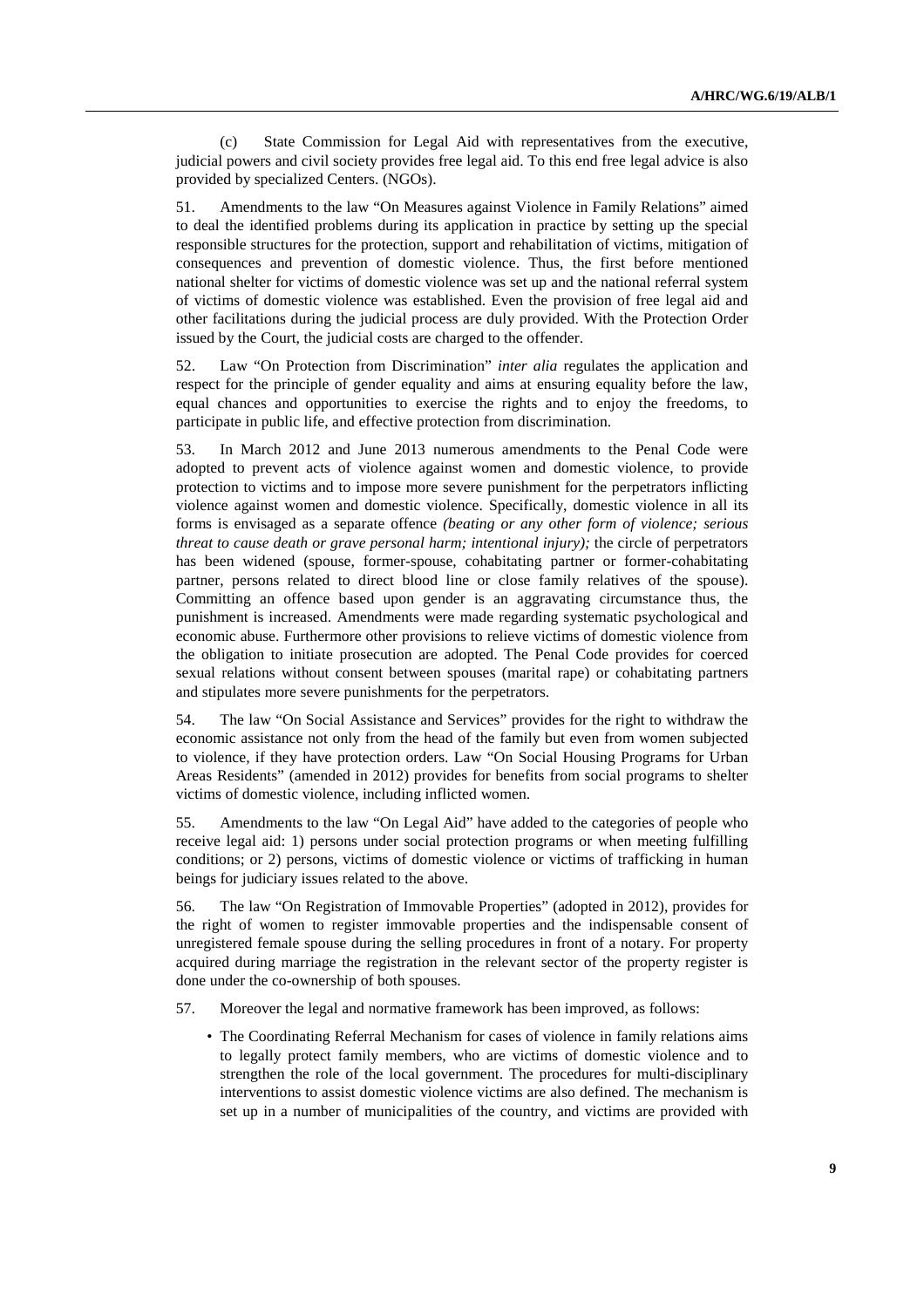(c) State Commission for Legal Aid with representatives from the executive, judicial powers and civil society provides free legal aid. To this end free legal advice is also provided by specialized Centers. (NGOs).

51. Amendments to the law "On Measures against Violence in Family Relations" aimed to deal the identified problems during its application in practice by setting up the special responsible structures for the protection, support and rehabilitation of victims, mitigation of consequences and prevention of domestic violence. Thus, the first before mentioned national shelter for victims of domestic violence was set up and the national referral system of victims of domestic violence was established. Even the provision of free legal aid and other facilitations during the judicial process are duly provided. With the Protection Order issued by the Court, the judicial costs are charged to the offender.

52. Law "On Protection from Discrimination" *inter alia* regulates the application and respect for the principle of gender equality and aims at ensuring equality before the law, equal chances and opportunities to exercise the rights and to enjoy the freedoms, to participate in public life, and effective protection from discrimination.

53. In March 2012 and June 2013 numerous amendments to the Penal Code were adopted to prevent acts of violence against women and domestic violence, to provide protection to victims and to impose more severe punishment for the perpetrators inflicting violence against women and domestic violence. Specifically, domestic violence in all its forms is envisaged as a separate offence *(beating or any other form of violence; serious threat to cause death or grave personal harm; intentional injury);* the circle of perpetrators has been widened (spouse, former-spouse, cohabitating partner or former-cohabitating partner, persons related to direct blood line or close family relatives of the spouse). Committing an offence based upon gender is an aggravating circumstance thus, the punishment is increased. Amendments were made regarding systematic psychological and economic abuse. Furthermore other provisions to relieve victims of domestic violence from the obligation to initiate prosecution are adopted. The Penal Code provides for coerced sexual relations without consent between spouses (marital rape) or cohabitating partners and stipulates more severe punishments for the perpetrators.

54. The law "On Social Assistance and Services" provides for the right to withdraw the economic assistance not only from the head of the family but even from women subjected to violence, if they have protection orders. Law "On Social Housing Programs for Urban Areas Residents" (amended in 2012) provides for benefits from social programs to shelter victims of domestic violence, including inflicted women.

55. Amendments to the law "On Legal Aid" have added to the categories of people who receive legal aid: 1) persons under social protection programs or when meeting fulfilling conditions; or 2) persons, victims of domestic violence or victims of trafficking in human beings for judiciary issues related to the above.

56. The law "On Registration of Immovable Properties" (adopted in 2012), provides for the right of women to register immovable properties and the indispensable consent of unregistered female spouse during the selling procedures in front of a notary. For property acquired during marriage the registration in the relevant sector of the property register is done under the co-ownership of both spouses.

57. Moreover the legal and normative framework has been improved, as follows:

- The Coordinating Referral Mechanism for cases of violence in family relations aims to legally protect family members, who are victims of domestic violence and to strengthen the role of the local government. The procedures for multi-disciplinary interventions to assist domestic violence victims are also defined. The mechanism is set up in a number of municipalities of the country, and victims are provided with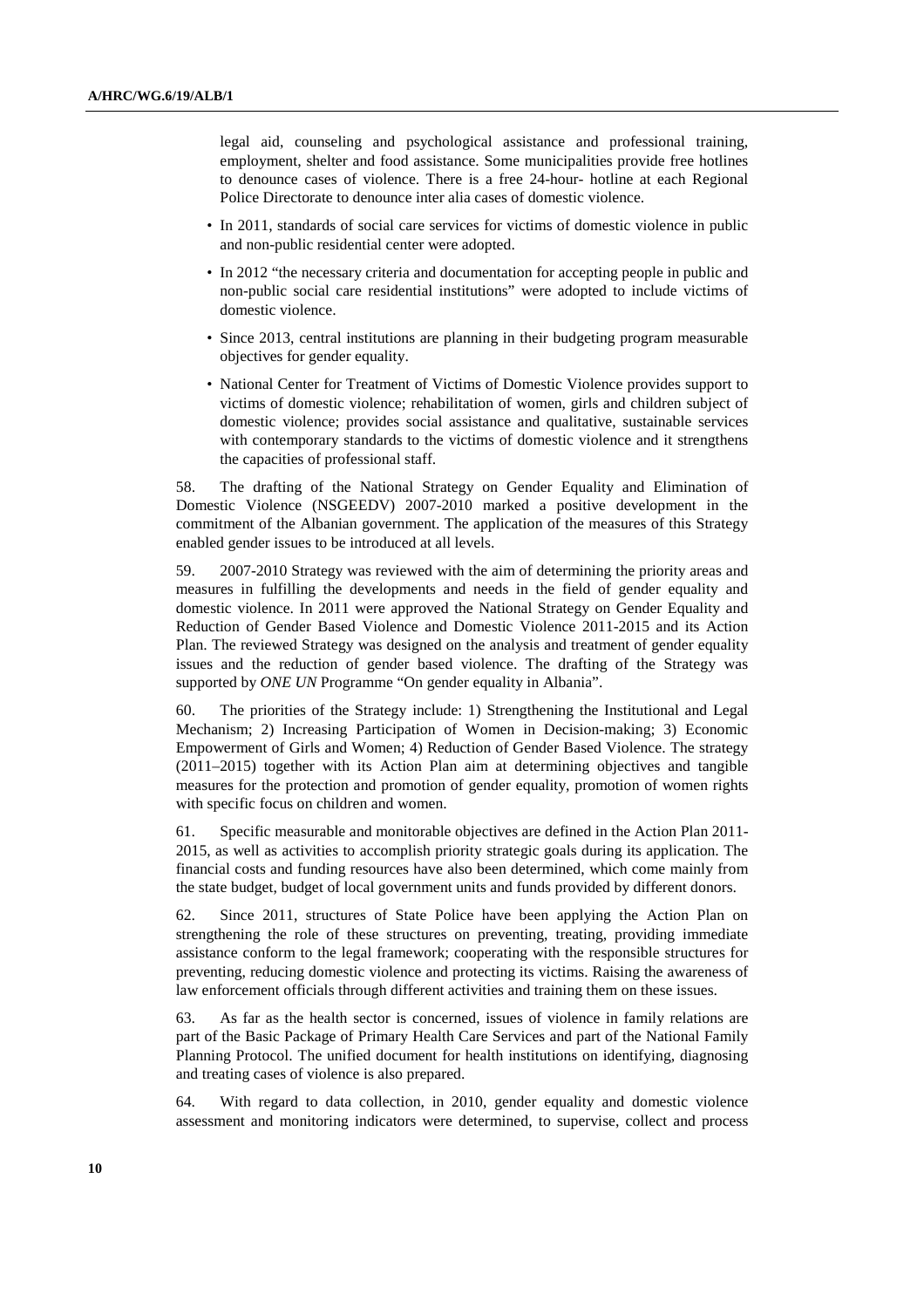legal aid, counseling and psychological assistance and professional training, employment, shelter and food assistance. Some municipalities provide free hotlines to denounce cases of violence. There is a free 24-hour- hotline at each Regional Police Directorate to denounce inter alia cases of domestic violence.

- In 2011, standards of social care services for victims of domestic violence in public and non-public residential center were adopted.
- In 2012 "the necessary criteria and documentation for accepting people in public and non-public social care residential institutions" were adopted to include victims of domestic violence.
- Since 2013, central institutions are planning in their budgeting program measurable objectives for gender equality.
- National Center for Treatment of Victims of Domestic Violence provides support to victims of domestic violence; rehabilitation of women, girls and children subject of domestic violence; provides social assistance and qualitative, sustainable services with contemporary standards to the victims of domestic violence and it strengthens the capacities of professional staff.

58. The drafting of the National Strategy on Gender Equality and Elimination of Domestic Violence (NSGEEDV) 2007-2010 marked a positive development in the commitment of the Albanian government. The application of the measures of this Strategy enabled gender issues to be introduced at all levels.

59. 2007-2010 Strategy was reviewed with the aim of determining the priority areas and measures in fulfilling the developments and needs in the field of gender equality and domestic violence. In 2011 were approved the National Strategy on Gender Equality and Reduction of Gender Based Violence and Domestic Violence 2011-2015 and its Action Plan. The reviewed Strategy was designed on the analysis and treatment of gender equality issues and the reduction of gender based violence. The drafting of the Strategy was supported by *ONE UN* Programme "On gender equality in Albania".

60. The priorities of the Strategy include: 1) Strengthening the Institutional and Legal Mechanism; 2) Increasing Participation of Women in Decision-making; 3) Economic Empowerment of Girls and Women; 4) Reduction of Gender Based Violence. The strategy (2011–2015) together with its Action Plan aim at determining objectives and tangible measures for the protection and promotion of gender equality, promotion of women rights with specific focus on children and women.

61. Specific measurable and monitorable objectives are defined in the Action Plan 2011-2015, as well as activities to accomplish priority strategic goals during its application. The financial costs and funding resources have also been determined, which come mainly from the state budget, budget of local government units and funds provided by different donors.

62. Since 2011, structures of State Police have been applying the Action Plan on strengthening the role of these structures on preventing, treating, providing immediate assistance conform to the legal framework; cooperating with the responsible structures for preventing, reducing domestic violence and protecting its victims. Raising the awareness of law enforcement officials through different activities and training them on these issues.

63. As far as the health sector is concerned, issues of violence in family relations are part of the Basic Package of Primary Health Care Services and part of the National Family Planning Protocol. The unified document for health institutions on identifying, diagnosing and treating cases of violence is also prepared.

64. With regard to data collection, in 2010, gender equality and domestic violence assessment and monitoring indicators were determined, to supervise, collect and process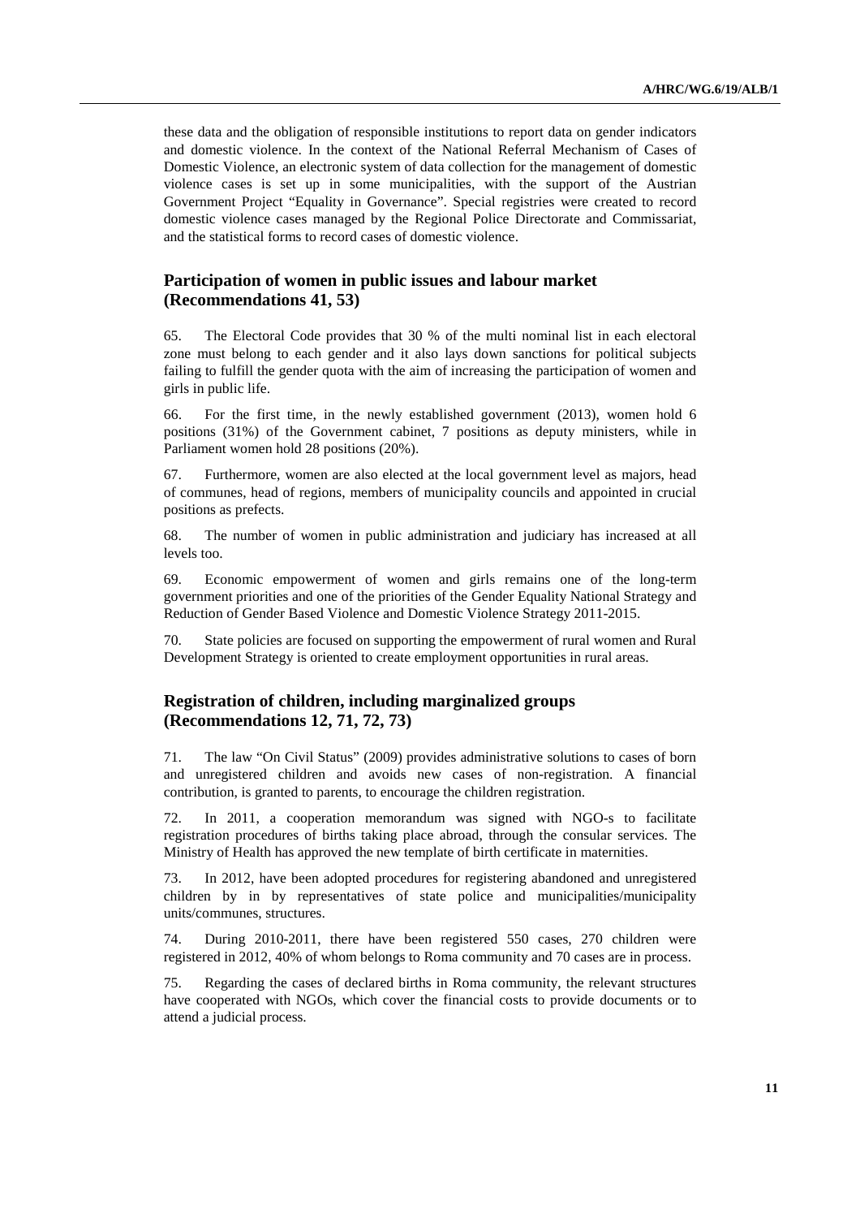these data and the obligation of responsible institutions to report data on gender indicators and domestic violence. In the context of the National Referral Mechanism of Cases of Domestic Violence, an electronic system of data collection for the management of domestic violence cases is set up in some municipalities, with the support of the Austrian Government Project "Equality in Governance". Special registries were created to record domestic violence cases managed by the Regional Police Directorate and Commissariat, and the statistical forms to record cases of domestic violence.

## Participation of women in public issues and labour market (Recommendations 41, 53)

65. The Electoral Code provides that 30 % of the multi nominal list in each electoral zone must belong to each gender and it also lays down sanctions for political subjects failing to fulfill the gender quota with the aim of increasing the participation of women and girls in public life.

66. For the first time, in the newly established government (2013), women hold 6 positions (31%) of the Government cabinet, 7 positions as deputy ministers, while in Parliament women hold 28 positions (20%).

67. Furthermore, women are also elected at the local government level as majors, head of communes, head of regions, members of municipality councils and appointed in crucial positions as prefects.

68. The number of women in public administration and judiciary has increased at all levels too.

69. Economic empowerment of women and girls remains one of the long-term government priorities and one of the priorities of the Gender Equality National Strategy and Reduction of Gender Based Violence and Domestic Violence Strategy 2011-2015.

70. State policies are focused on supporting the empowerment of rural women and Rural Development Strategy is oriented to create employment opportunities in rural areas.

## Registration of children, including marginalized groups (Recommendations 12, 71, 72, 73)

71. The law "On Civil Status" (2009) provides administrative solutions to cases of born and unregistered children and avoids new cases of non-registration. A financial contribution, is granted to parents, to encourage the children registration.

72. In 2011, a cooperation memorandum was signed with NGO-s to facilitate registration procedures of births taking place abroad, through the consular services. The Ministry of Health has approved the new template of birth certificate in maternities.

73. In 2012, have been adopted procedures for registering abandoned and unregistered children by in by representatives of state police and municipalities/municipality units/communes, structures.

74. During 2010-2011, there have been registered 550 cases, 270 children were registered in 2012, 40% of whom belongs to Roma community and 70 cases are in process.

75. Regarding the cases of declared births in Roma community, the relevant structures have cooperated with NGOs, which cover the financial costs to provide documents or to attend a judicial process.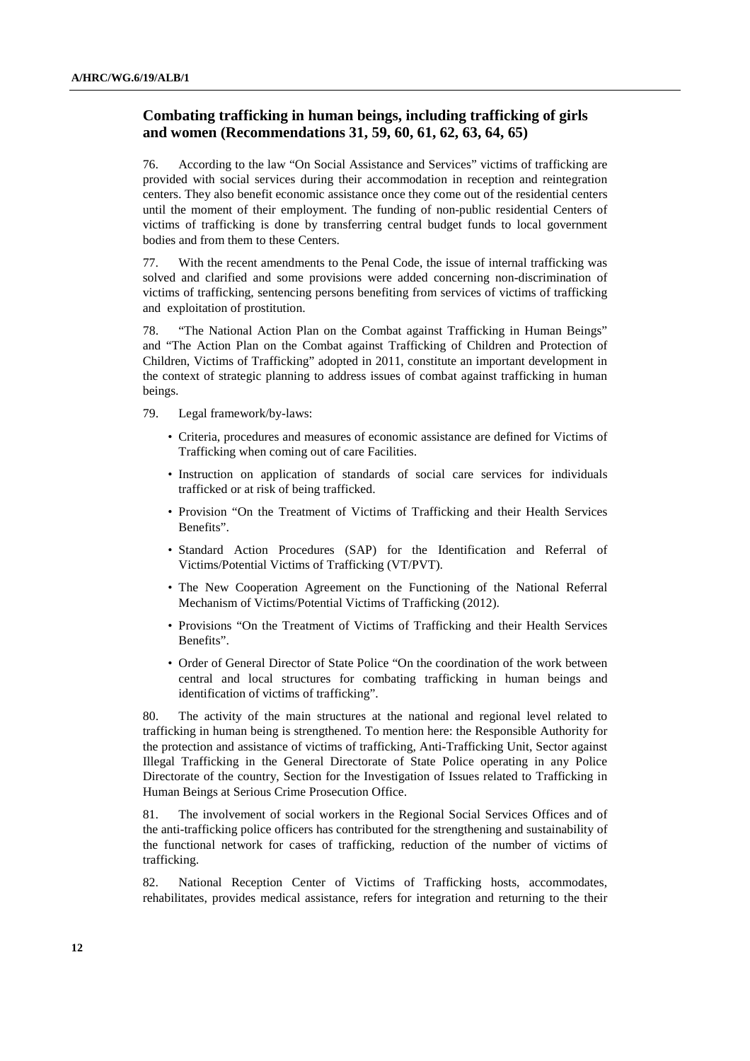## Combating trafficking in human beings, including trafficking of girls and women (Recommendations 31, 59, 60, 61, 62, 63, 64, 65)

76. According to the law "On Social Assistance and Services" victims of trafficking are provided with social services during their accommodation in reception and reintegration centers. They also benefit economic assistance once they come out of the residential centers until the moment of their employment. The funding of non-public residential Centers of victims of trafficking is done by transferring central budget funds to local government bodies and from them to these Centers.

77. With the recent amendments to the Penal Code, the issue of internal trafficking was solved and clarified and some provisions were added concerning non-discrimination of victims of trafficking, sentencing persons benefiting from services of victims of trafficking and exploitation of prostitution.

78. "The National Action Plan on the Combat against Trafficking in Human Beings" and "The Action Plan on the Combat against Trafficking of Children and Protection of Children, Victims of Trafficking" adopted in 2011, constitute an important development in the context of strategic planning to address issues of combat against trafficking in human beings.

79. Legal framework/by-laws:

- Criteria, procedures and measures of economic assistance are defined for Victims of Trafficking when coming out of care Facilities.
- Instruction on application of standards of social care services for individuals trafficked or at risk of being trafficked.
- Provision "On the Treatment of Victims of Trafficking and their Health Services Benefits".
- Standard Action Procedures (SAP) for the Identification and Referral of Victims/Potential Victims of Trafficking (VT/PVT).
- The New Cooperation Agreement on the Functioning of the National Referral Mechanism of Victims/Potential Victims of Trafficking (2012).
- Provisions "On the Treatment of Victims of Trafficking and their Health Services Benefits".
- Order of General Director of State Police "On the coordination of the work between central and local structures for combating trafficking in human beings and identification of victims of trafficking".

80. The activity of the main structures at the national and regional level related to trafficking in human being is strengthened. To mention here: the Responsible Authority for the protection and assistance of victims of trafficking, Anti-Trafficking Unit, Sector against Illegal Trafficking in the General Directorate of State Police operating in any Police Directorate of the country, Section for the Investigation of Issues related to Trafficking in Human Beings at Serious Crime Prosecution Office.

81. The involvement of social workers in the Regional Social Services Offices and of the anti-trafficking police officers has contributed for the strengthening and sustainability of the functional network for cases of trafficking, reduction of the number of victims of trafficking.

82. National Reception Center of Victims of Trafficking hosts, accommodates, rehabilitates, provides medical assistance, refers for integration and returning to the their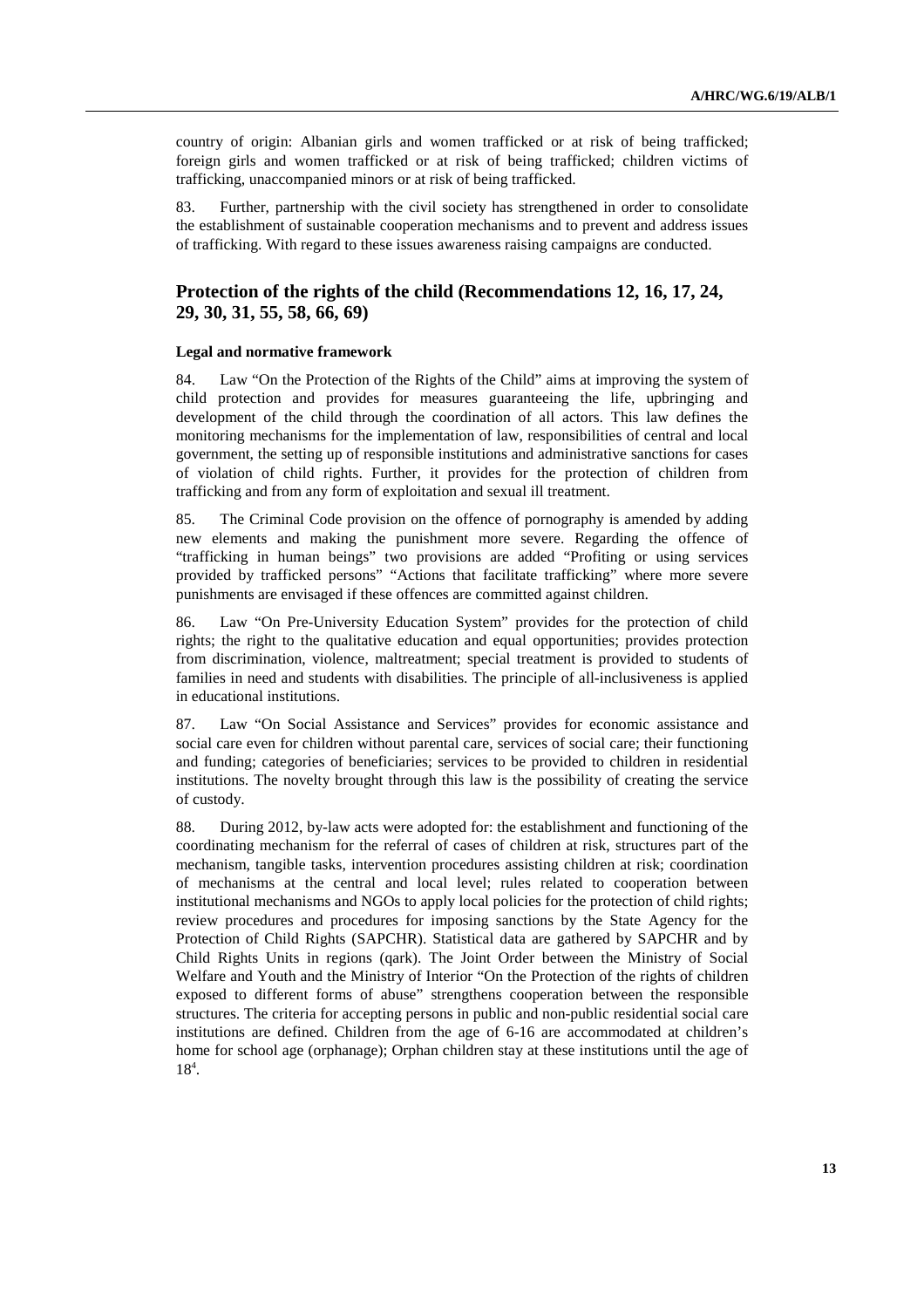country of origin: Albanian girls and women trafficked or at risk of being trafficked; foreign girls and women trafficked or at risk of being trafficked; children victims of trafficking, unaccompanied minors or at risk of being trafficked.

83. Further, partnership with the civil society has strengthened in order to consolidate the establishment of sustainable cooperation mechanisms and to prevent and address issues of trafficking. With regard to these issues awareness raising campaigns are conducted.

## Protection of the rights of the child (Recommendations 12, 16, 17, 24, 29, 30, 31, 55, 58, 66, 69)

### Legal and normative framework

84. Law "On the Protection of the Rights of the Child" aims at improving the system of child protection and provides for measures guaranteeing the life, upbringing and development of the child through the coordination of all actors. This law defines the monitoring mechanisms for the implementation of law, responsibilities of central and local government, the setting up of responsible institutions and administrative sanctions for cases of violation of child rights. Further, it provides for the protection of children from trafficking and from any form of exploitation and sexual ill treatment.

85. The Criminal Code provision on the offence of pornography is amended by adding new elements and making the punishment more severe. Regarding the offence of "trafficking in human beings" two provisions are added "Profiting or using services provided by trafficked persons" "Actions that facilitate trafficking" where more severe punishments are envisaged if these offences are committed against children.

86. Law "On Pre-University Education System" provides for the protection of child rights; the right to the qualitative education and equal opportunities; provides protection from discrimination, violence, maltreatment; special treatment is provided to students of families in need and students with disabilities. The principle of all-inclusiveness is applied in educational institutions.

87. Law "On Social Assistance and Services" provides for economic assistance and social care even for children without parental care, services of social care; their functioning and funding; categories of beneficiaries; services to be provided to children in residential institutions. The novelty brought through this law is the possibility of creating the service of custody.

88. During 2012, by-law acts were adopted for: the establishment and functioning of the coordinating mechanism for the referral of cases of children at risk, structures part of the mechanism, tangible tasks, intervention procedures assisting children at risk; coordination of mechanisms at the central and local level; rules related to cooperation between institutional mechanisms and NGOs to apply local policies for the protection of child rights; review procedures and procedures for imposing sanctions by the State Agency for the Protection of Child Rights (SAPCHR). Statistical data are gathered by SAPCHR and by Child Rights Units in regions (qark). The Joint Order between the Ministry of Social Welfare and Youth and the Ministry of Interior "On the Protection of the rights of children exposed to different forms of abuse" strengthens cooperation between the responsible structures. The criteria for accepting persons in public and non-public residential social care institutions are defined. Children from the age of 6-16 are accommodated at children's home for school age (orphanage); Orphan children stay at these institutions until the age of 18[4].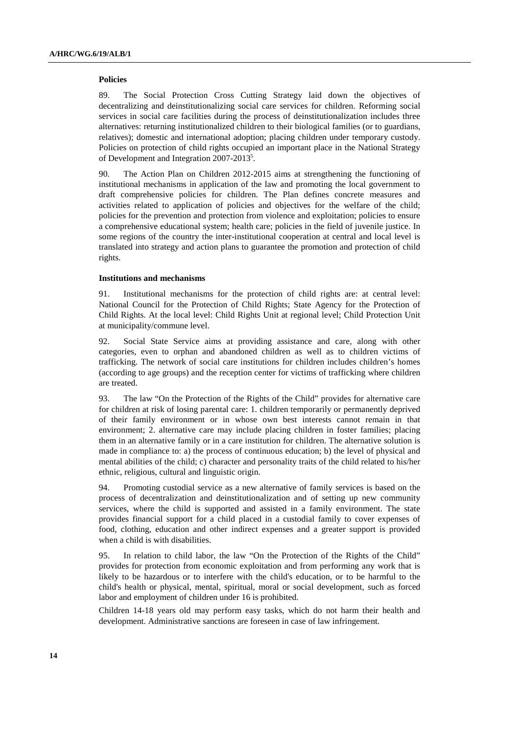**Policies**

89. The Social Protection Cross Cutting Strategy laid down the objectives of decentralizing and deinstitutionalizing social care services for children. Reforming social services in social care facilities during the process of deinstitutionalization includes three alternatives: returning institutionalized children to their biological families (or to guardians, relatives); domestic and international adoption; placing children under temporary custody. Policies on protection of child rights occupied an important place in the National Strategy of Development and Integration 2007-2013[5].

90. The Action Plan on Children 2012-2015 aims at strengthening the functioning of institutional mechanisms in application of the law and promoting the local government to draft comprehensive policies for children. The Plan defines concrete measures and activities related to application of policies and objectives for the welfare of the child; policies for the prevention and protection from violence and exploitation; policies to ensure a comprehensive educational system; health care; policies in the field of juvenile justice. In some regions of the country the inter-institutional cooperation at central and local level is translated into strategy and action plans to guarantee the promotion and protection of child rights.

**Institutions and mechanisms**

91. Institutional mechanisms for the protection of child rights are: at central level: National Council for the Protection of Child Rights; State Agency for the Protection of Child Rights. At the local level: Child Rights Unit at regional level; Child Protection Unit at municipality/commune level.

92. Social State Service aims at providing assistance and care, along with other categories, even to orphan and abandoned children as well as to children victims of trafficking. The network of social care institutions for children includes children's homes (according to age groups) and the reception center for victims of trafficking where children are treated.

93. The law "On the Protection of the Rights of the Child" provides for alternative care for children at risk of losing parental care: 1. children temporarily or permanently deprived of their family environment or in whose own best interests cannot remain in that environment; 2. alternative care may include placing children in foster families; placing them in an alternative family or in a care institution for children. The alternative solution is made in compliance to: a) the process of continuous education; b) the level of physical and mental abilities of the child; c) character and personality traits of the child related to his/her ethnic, religious, cultural and linguistic origin.

94. Promoting custodial service as a new alternative of family services is based on the process of decentralization and deinstitutionalization and of setting up new community services, where the child is supported and assisted in a family environment. The state provides financial support for a child placed in a custodial family to cover expenses of food, clothing, education and other indirect expenses and a greater support is provided when a child is with disabilities.

95. In relation to child labor, the law "On the Protection of the Rights of the Child" provides for protection from economic exploitation and from performing any work that is likely to be hazardous or to interfere with the child's education, or to be harmful to the child's health or physical, mental, spiritual, moral or social development, such as forced labor and employment of children under 16 is prohibited.

Children 14-18 years old may perform easy tasks, which do not harm their health and development. Administrative sanctions are foreseen in case of law infringement.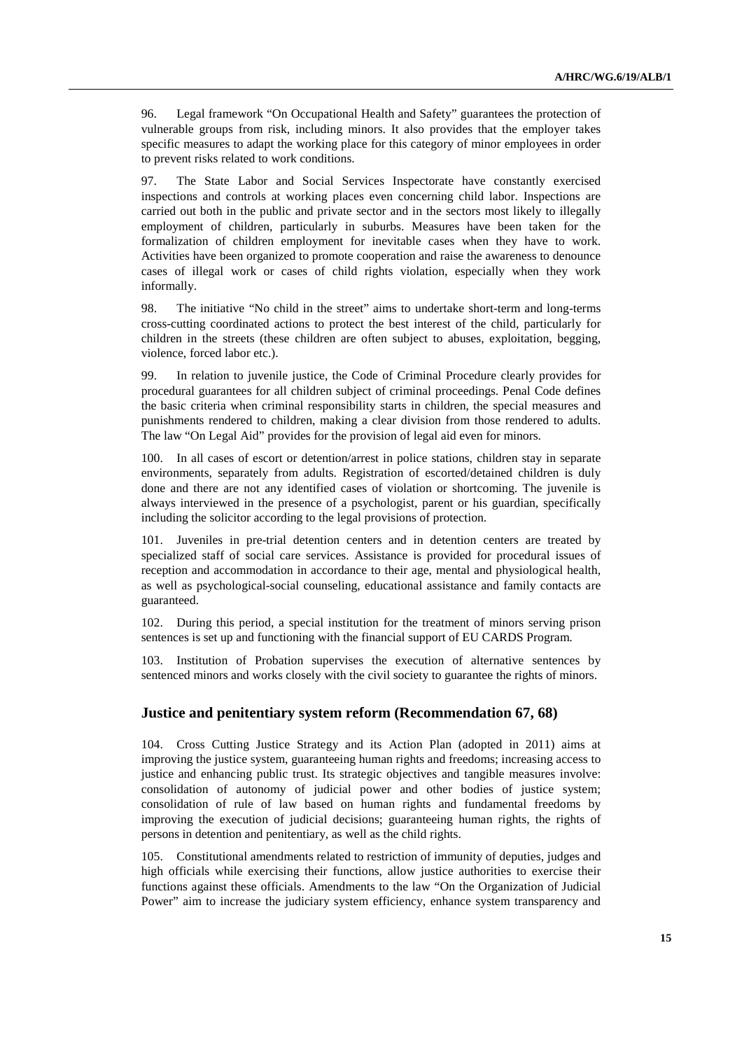96. Legal framework "On Occupational Health and Safety" guarantees the protection of vulnerable groups from risk, including minors. It also provides that the employer takes specific measures to adapt the working place for this category of minor employees in order to prevent risks related to work conditions.

97. The State Labor and Social Services Inspectorate have constantly exercised inspections and controls at working places even concerning child labor. Inspections are carried out both in the public and private sector and in the sectors most likely to illegally employment of children, particularly in suburbs. Measures have been taken for the formalization of children employment for inevitable cases when they have to work. Activities have been organized to promote cooperation and raise the awareness to denounce cases of illegal work or cases of child rights violation, especially when they work informally.

98. The initiative "No child in the street" aims to undertake short-term and long-terms cross-cutting coordinated actions to protect the best interest of the child, particularly for children in the streets (these children are often subject to abuses, exploitation, begging, violence, forced labor etc.).

99. In relation to juvenile justice, the Code of Criminal Procedure clearly provides for procedural guarantees for all children subject of criminal proceedings. Penal Code defines the basic criteria when criminal responsibility starts in children, the special measures and punishments rendered to children, making a clear division from those rendered to adults. The law "On Legal Aid" provides for the provision of legal aid even for minors.

100. In all cases of escort or detention/arrest in police stations, children stay in separate environments, separately from adults. Registration of escorted/detained children is duly done and there are not any identified cases of violation or shortcoming. The juvenile is always interviewed in the presence of a psychologist, parent or his guardian, specifically including the solicitor according to the legal provisions of protection.

101. Juveniles in pre-trial detention centers and in detention centers are treated by specialized staff of social care services. Assistance is provided for procedural issues of reception and accommodation in accordance to their age, mental and physiological health, as well as psychological-social counseling, educational assistance and family contacts are guaranteed.

102. During this period, a special institution for the treatment of minors serving prison sentences is set up and functioning with the financial support of EU CARDS Program.

103. Institution of Probation supervises the execution of alternative sentences by sentenced minors and works closely with the civil society to guarantee the rights of minors.

## Justice and penitentiary system reform (Recommendation 67, 68)

104. Cross Cutting Justice Strategy and its Action Plan (adopted in 2011) aims at improving the justice system, guaranteeing human rights and freedoms; increasing access to justice and enhancing public trust. Its strategic objectives and tangible measures involve: consolidation of autonomy of judicial power and other bodies of justice system; consolidation of rule of law based on human rights and fundamental freedoms by improving the execution of judicial decisions; guaranteeing human rights, the rights of persons in detention and penitentiary, as well as the child rights.

105. Constitutional amendments related to restriction of immunity of deputies, judges and high officials while exercising their functions, allow justice authorities to exercise their functions against these officials. Amendments to the law "On the Organization of Judicial Power" aim to increase the judiciary system efficiency, enhance system transparency and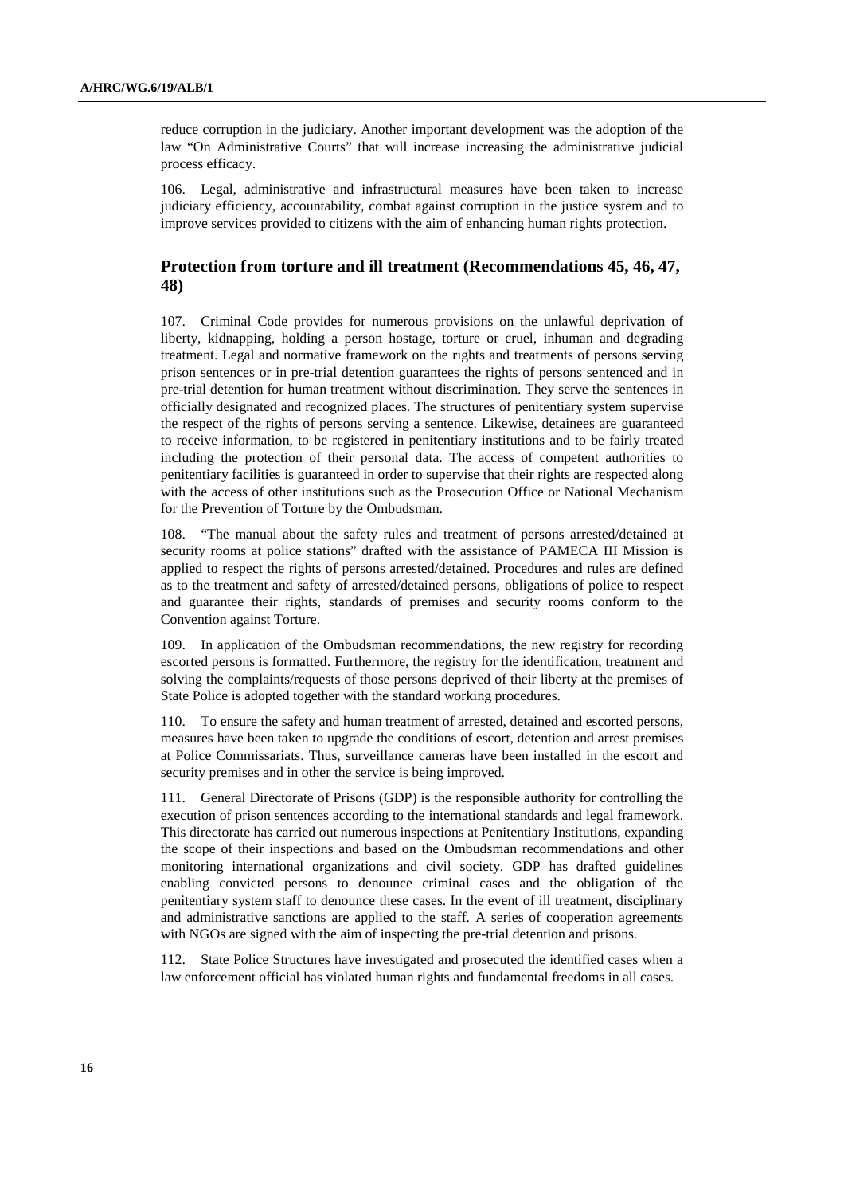reduce corruption in the judiciary. Another important development was the adoption of the law "On Administrative Courts" that will increase increasing the administrative judicial process efficacy.

106. Legal, administrative and infrastructural measures have been taken to increase judiciary efficiency, accountability, combat against corruption in the justice system and to improve services provided to citizens with the aim of enhancing human rights protection.

## Protection from torture and ill treatment (Recommendations 45, 46, 47, 48)

107. Criminal Code provides for numerous provisions on the unlawful deprivation of liberty, kidnapping, holding a person hostage, torture or cruel, inhuman and degrading treatment. Legal and normative framework on the rights and treatments of persons serving prison sentences or in pre-trial detention guarantees the rights of persons sentenced and in pre-trial detention for human treatment without discrimination. They serve the sentences in officially designated and recognized places. The structures of penitentiary system supervise the respect of the rights of persons serving a sentence. Likewise, detainees are guaranteed to receive information, to be registered in penitentiary institutions and to be fairly treated including the protection of their personal data. The access of competent authorities to penitentiary facilities is guaranteed in order to supervise that their rights are respected along with the access of other institutions such as the Prosecution Office or National Mechanism for the Prevention of Torture by the Ombudsman.

108. "The manual about the safety rules and treatment of persons arrested/detained at security rooms at police stations" drafted with the assistance of PAMECA III Mission is applied to respect the rights of persons arrested/detained. Procedures and rules are defined as to the treatment and safety of arrested/detained persons, obligations of police to respect and guarantee their rights, standards of premises and security rooms conform to the Convention against Torture.

109. In application of the Ombudsman recommendations, the new registry for recording escorted persons is formatted. Furthermore, the registry for the identification, treatment and solving the complaints/requests of those persons deprived of their liberty at the premises of State Police is adopted together with the standard working procedures.

110. To ensure the safety and human treatment of arrested, detained and escorted persons, measures have been taken to upgrade the conditions of escort, detention and arrest premises at Police Commissariats. Thus, surveillance cameras have been installed in the escort and security premises and in other the service is being improved.

111. General Directorate of Prisons (GDP) is the responsible authority for controlling the execution of prison sentences according to the international standards and legal framework. This directorate has carried out numerous inspections at Penitentiary Institutions, expanding the scope of their inspections and based on the Ombudsman recommendations and other monitoring international organizations and civil society. GDP has drafted guidelines enabling convicted persons to denounce criminal cases and the obligation of the penitentiary system staff to denounce these cases. In the event of ill treatment, disciplinary and administrative sanctions are applied to the staff. A series of cooperation agreements with NGOs are signed with the aim of inspecting the pre-trial detention and prisons.

112. State Police Structures have investigated and prosecuted the identified cases when a law enforcement official has violated human rights and fundamental freedoms in all cases.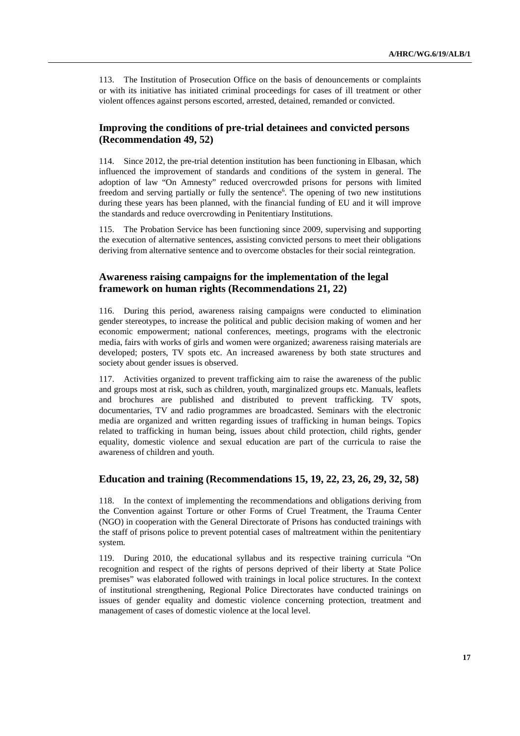113. The Institution of Prosecution Office on the basis of denouncements or complaints or with its initiative has initiated criminal proceedings for cases of ill treatment or other violent offences against persons escorted, arrested, detained, remanded or convicted.

## Improving the conditions of pre-trial detainees and convicted persons (Recommendation 49, 52)

114. Since 2012, the pre-trial detention institution has been functioning in Elbasan, which influenced the improvement of standards and conditions of the system in general. The adoption of law "On Amnesty" reduced overcrowded prisons for persons with limited freedom and serving partially or fully the sentence[6]. The opening of two new institutions during these years has been planned, with the financial funding of EU and it will improve the standards and reduce overcrowding in Penitentiary Institutions.

115. The Probation Service has been functioning since 2009, supervising and supporting the execution of alternative sentences, assisting convicted persons to meet their obligations deriving from alternative sentence and to overcome obstacles for their social reintegration.

## Awareness raising campaigns for the implementation of the legal framework on human rights (Recommendations 21, 22)

116. During this period, awareness raising campaigns were conducted to elimination gender stereotypes, to increase the political and public decision making of women and her economic empowerment; national conferences, meetings, programs with the electronic media, fairs with works of girls and women were organized; awareness raising materials are developed; posters, TV spots etc. An increased awareness by both state structures and society about gender issues is observed.

117. Activities organized to prevent trafficking aim to raise the awareness of the public and groups most at risk, such as children, youth, marginalized groups etc. Manuals, leaflets and brochures are published and distributed to prevent trafficking. TV spots, documentaries, TV and radio programmes are broadcasted. Seminars with the electronic media are organized and written regarding issues of trafficking in human beings. Topics related to trafficking in human being, issues about child protection, child rights, gender equality, domestic violence and sexual education are part of the curricula to raise the awareness of children and youth.

## Education and training (Recommendations 15, 19, 22, 23, 26, 29, 32, 58)

118. In the context of implementing the recommendations and obligations deriving from the Convention against Torture or other Forms of Cruel Treatment, the Trauma Center (NGO) in cooperation with the General Directorate of Prisons has conducted trainings with the staff of prisons police to prevent potential cases of maltreatment within the penitentiary system.

119. During 2010, the educational syllabus and its respective training curricula "On recognition and respect of the rights of persons deprived of their liberty at State Police premises" was elaborated followed with trainings in local police structures. In the context of institutional strengthening, Regional Police Directorates have conducted trainings on issues of gender equality and domestic violence concerning protection, treatment and management of cases of domestic violence at the local level.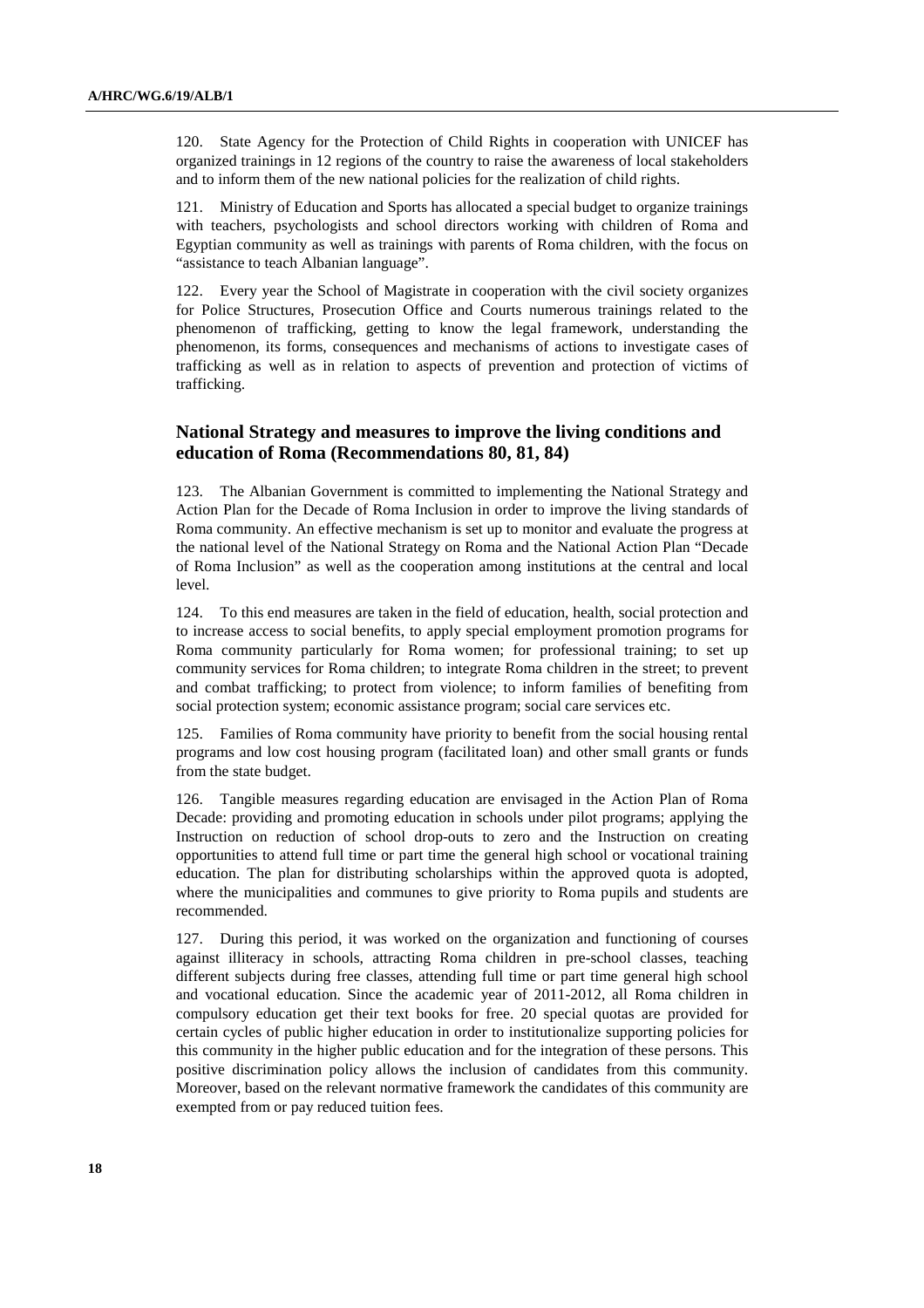120. State Agency for the Protection of Child Rights in cooperation with UNICEF has organized trainings in 12 regions of the country to raise the awareness of local stakeholders and to inform them of the new national policies for the realization of child rights.

121. Ministry of Education and Sports has allocated a special budget to organize trainings with teachers, psychologists and school directors working with children of Roma and Egyptian community as well as trainings with parents of Roma children, with the focus on "assistance to teach Albanian language".

122. Every year the School of Magistrate in cooperation with the civil society organizes for Police Structures, Prosecution Office and Courts numerous trainings related to the phenomenon of trafficking, getting to know the legal framework, understanding the phenomenon, its forms, consequences and mechanisms of actions to investigate cases of trafficking as well as in relation to aspects of prevention and protection of victims of trafficking.

## National Strategy and measures to improve the living conditions and education of Roma (Recommendations 80, 81, 84)

123. The Albanian Government is committed to implementing the National Strategy and Action Plan for the Decade of Roma Inclusion in order to improve the living standards of Roma community. An effective mechanism is set up to monitor and evaluate the progress at the national level of the National Strategy on Roma and the National Action Plan "Decade of Roma Inclusion" as well as the cooperation among institutions at the central and local level.

124. To this end measures are taken in the field of education, health, social protection and to increase access to social benefits, to apply special employment promotion programs for Roma community particularly for Roma women; for professional training; to set up community services for Roma children; to integrate Roma children in the street; to prevent and combat trafficking; to protect from violence; to inform families of benefiting from social protection system; economic assistance program; social care services etc.

125. Families of Roma community have priority to benefit from the social housing rental programs and low cost housing program (facilitated loan) and other small grants or funds from the state budget.

126. Tangible measures regarding education are envisaged in the Action Plan of Roma Decade: providing and promoting education in schools under pilot programs; applying the Instruction on reduction of school drop-outs to zero and the Instruction on creating opportunities to attend full time or part time the general high school or vocational training education. The plan for distributing scholarships within the approved quota is adopted, where the municipalities and communes to give priority to Roma pupils and students are recommended.

127. During this period, it was worked on the organization and functioning of courses against illiteracy in schools, attracting Roma children in pre-school classes, teaching different subjects during free classes, attending full time or part time general high school and vocational education. Since the academic year of 2011-2012, all Roma children in compulsory education get their text books for free. 20 special quotas are provided for certain cycles of public higher education in order to institutionalize supporting policies for this community in the higher public education and for the integration of these persons. This positive discrimination policy allows the inclusion of candidates from this community. Moreover, based on the relevant normative framework the candidates of this community are exempted from or pay reduced tuition fees.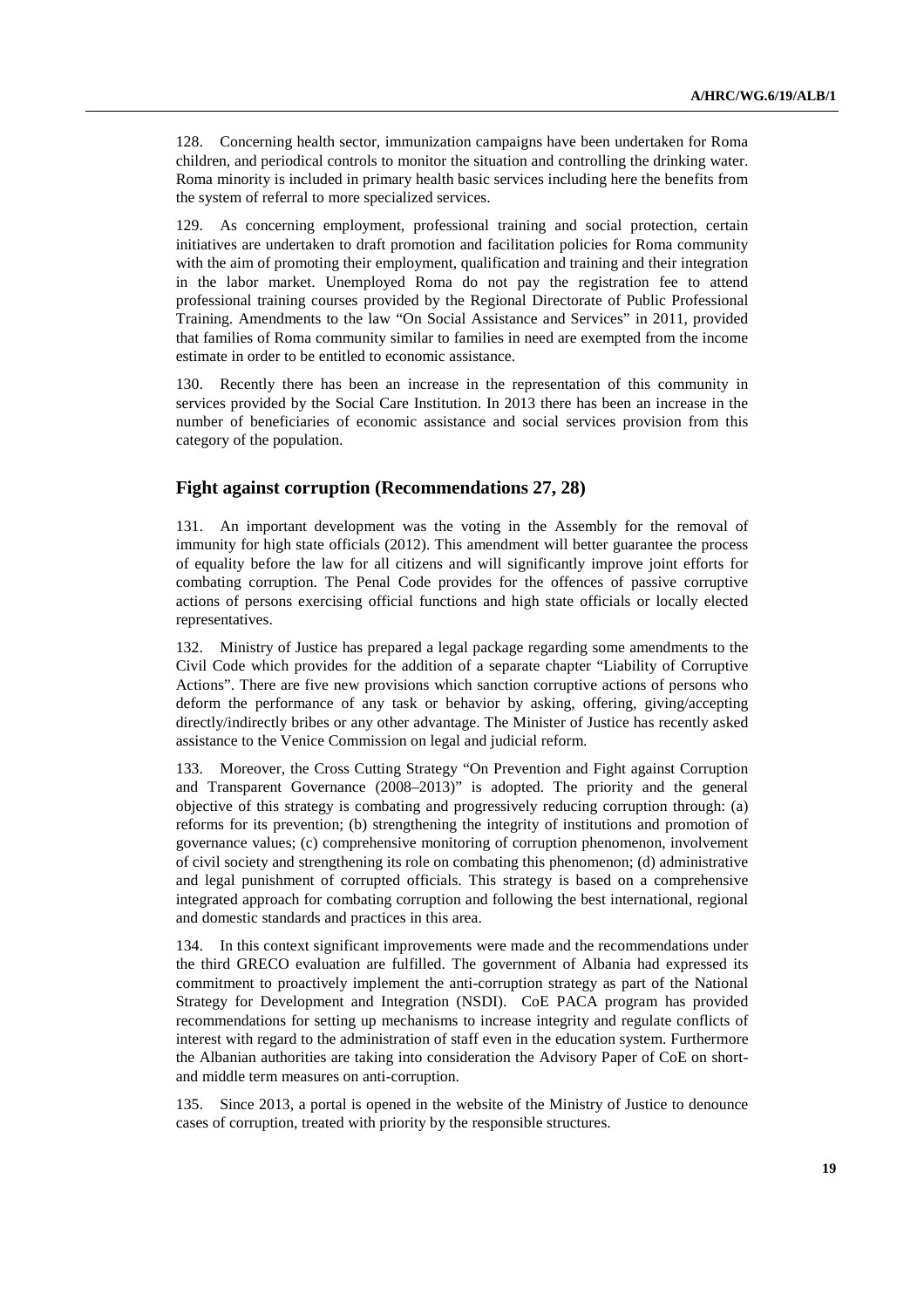128. Concerning health sector, immunization campaigns have been undertaken for Roma children, and periodical controls to monitor the situation and controlling the drinking water. Roma minority is included in primary health basic services including here the benefits from the system of referral to more specialized services.

129. As concerning employment, professional training and social protection, certain initiatives are undertaken to draft promotion and facilitation policies for Roma community with the aim of promoting their employment, qualification and training and their integration in the labor market. Unemployed Roma do not pay the registration fee to attend professional training courses provided by the Regional Directorate of Public Professional Training. Amendments to the law "On Social Assistance and Services" in 2011, provided that families of Roma community similar to families in need are exempted from the income estimate in order to be entitled to economic assistance.

130. Recently there has been an increase in the representation of this community in services provided by the Social Care Institution. In 2013 there has been an increase in the number of beneficiaries of economic assistance and social services provision from this category of the population.

## Fight against corruption (Recommendations 27, 28)

131. An important development was the voting in the Assembly for the removal of immunity for high state officials (2012). This amendment will better guarantee the process of equality before the law for all citizens and will significantly improve joint efforts for combating corruption. The Penal Code provides for the offences of passive corruptive actions of persons exercising official functions and high state officials or locally elected representatives.

132. Ministry of Justice has prepared a legal package regarding some amendments to the Civil Code which provides for the addition of a separate chapter "Liability of Corruptive Actions". There are five new provisions which sanction corruptive actions of persons who deform the performance of any task or behavior by asking, offering, giving/accepting directly/indirectly bribes or any other advantage. The Minister of Justice has recently asked assistance to the Venice Commission on legal and judicial reform.

133. Moreover, the Cross Cutting Strategy "On Prevention and Fight against Corruption and Transparent Governance (2008–2013)" is adopted. The priority and the general objective of this strategy is combating and progressively reducing corruption through: (a) reforms for its prevention; (b) strengthening the integrity of institutions and promotion of governance values; (c) comprehensive monitoring of corruption phenomenon, involvement of civil society and strengthening its role on combating this phenomenon; (d) administrative and legal punishment of corrupted officials. This strategy is based on a comprehensive integrated approach for combating corruption and following the best international, regional and domestic standards and practices in this area.

134. In this context significant improvements were made and the recommendations under the third GRECO evaluation are fulfilled. The government of Albania had expressed its commitment to proactively implement the anti-corruption strategy as part of the National Strategy for Development and Integration (NSDI). CoE PACA program has provided recommendations for setting up mechanisms to increase integrity and regulate conflicts of interest with regard to the administration of staff even in the education system. Furthermore the Albanian authorities are taking into consideration the Advisory Paper of CoE on short- and middle term measures on anti-corruption.

135. Since 2013, a portal is opened in the website of the Ministry of Justice to denounce cases of corruption, treated with priority by the responsible structures.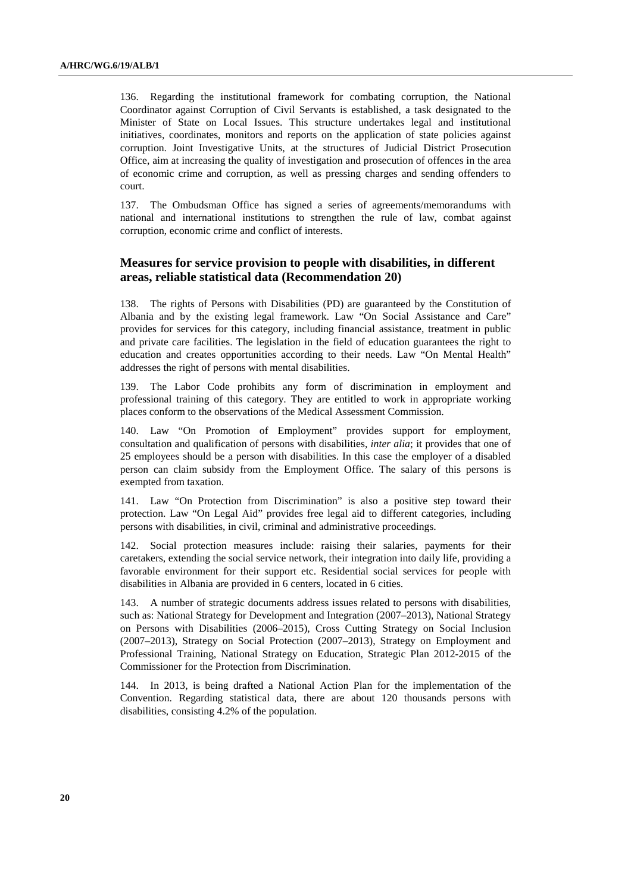136. Regarding the institutional framework for combating corruption, the National Coordinator against Corruption of Civil Servants is established, a task designated to the Minister of State on Local Issues. This structure undertakes legal and institutional initiatives, coordinates, monitors and reports on the application of state policies against corruption. Joint Investigative Units, at the structures of Judicial District Prosecution Office, aim at increasing the quality of investigation and prosecution of offences in the area of economic crime and corruption, as well as pressing charges and sending offenders to court.

137. The Ombudsman Office has signed a series of agreements/memorandums with national and international institutions to strengthen the rule of law, combat against corruption, economic crime and conflict of interests.

## Measures for service provision to people with disabilities, in different areas, reliable statistical data (Recommendation 20)

138. The rights of Persons with Disabilities (PD) are guaranteed by the Constitution of Albania and by the existing legal framework. Law "On Social Assistance and Care" provides for services for this category, including financial assistance, treatment in public and private care facilities. The legislation in the field of education guarantees the right to education and creates opportunities according to their needs. Law "On Mental Health" addresses the right of persons with mental disabilities.

139. The Labor Code prohibits any form of discrimination in employment and professional training of this category. They are entitled to work in appropriate working places conform to the observations of the Medical Assessment Commission.

140. Law "On Promotion of Employment" provides support for employment, consultation and qualification of persons with disabilities, *inter alia*; it provides that one of 25 employees should be a person with disabilities. In this case the employer of a disabled person can claim subsidy from the Employment Office. The salary of this persons is exempted from taxation.

141. Law "On Protection from Discrimination" is also a positive step toward their protection. Law "On Legal Aid" provides free legal aid to different categories, including persons with disabilities, in civil, criminal and administrative proceedings.

142. Social protection measures include: raising their salaries, payments for their caretakers, extending the social service network, their integration into daily life, providing a favorable environment for their support etc. Residential social services for people with disabilities in Albania are provided in 6 centers, located in 6 cities.

143. A number of strategic documents address issues related to persons with disabilities, such as: National Strategy for Development and Integration (2007–2013), National Strategy on Persons with Disabilities (2006–2015), Cross Cutting Strategy on Social Inclusion (2007–2013), Strategy on Social Protection (2007–2013), Strategy on Employment and Professional Training, National Strategy on Education, Strategic Plan 2012-2015 of the Commissioner for the Protection from Discrimination.

144. In 2013, is being drafted a National Action Plan for the implementation of the Convention. Regarding statistical data, there are about 120 thousands persons with disabilities, consisting 4.2% of the population.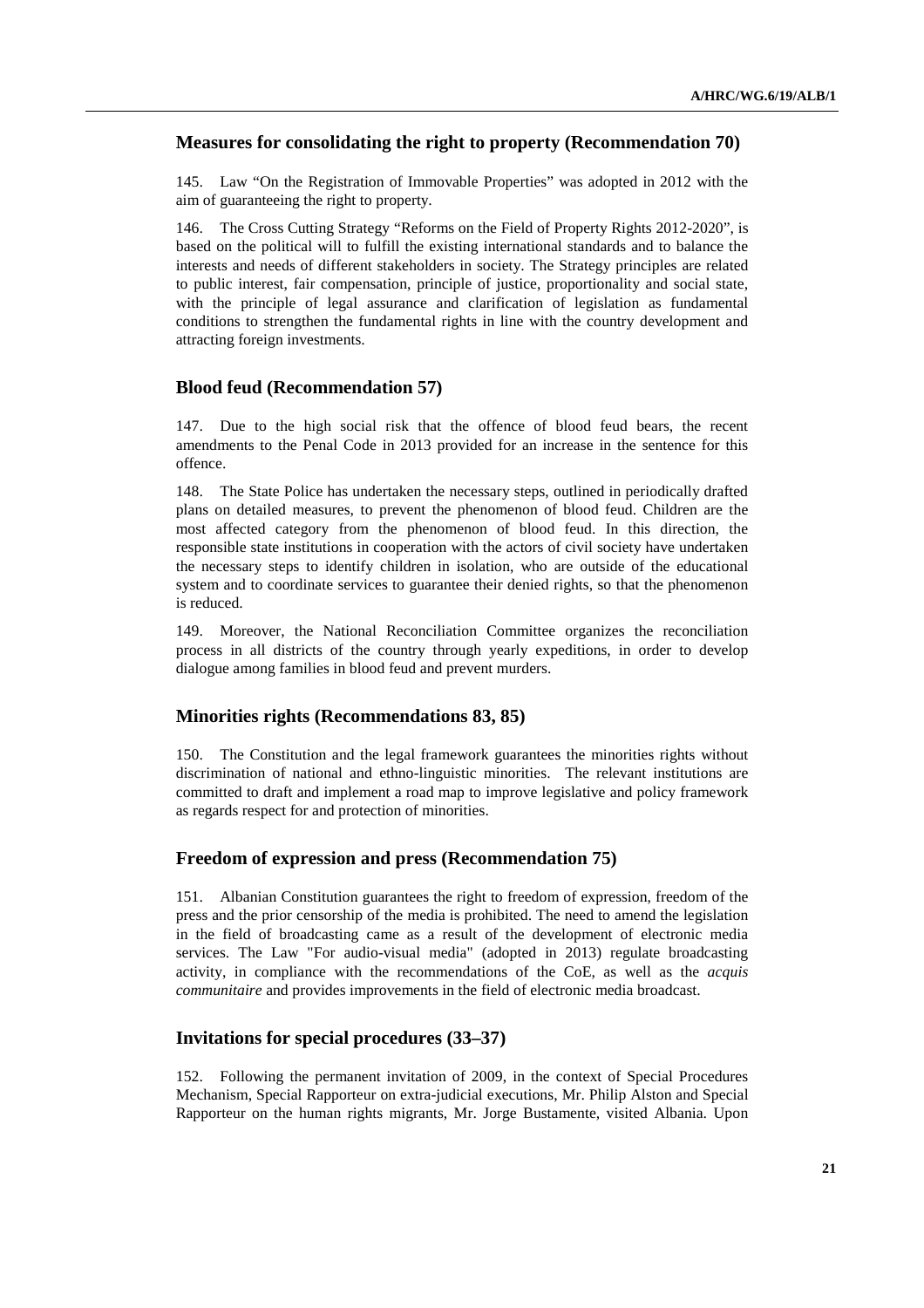## Measures for consolidating the right to property (Recommendation 70)

145. Law "On the Registration of Immovable Properties" was adopted in 2012 with the aim of guaranteeing the right to property.

146. The Cross Cutting Strategy "Reforms on the Field of Property Rights 2012-2020", is based on the political will to fulfill the existing international standards and to balance the interests and needs of different stakeholders in society. The Strategy principles are related to public interest, fair compensation, principle of justice, proportionality and social state, with the principle of legal assurance and clarification of legislation as fundamental conditions to strengthen the fundamental rights in line with the country development and attracting foreign investments.

## Blood feud (Recommendation 57)

147. Due to the high social risk that the offence of blood feud bears, the recent amendments to the Penal Code in 2013 provided for an increase in the sentence for this offence.

148. The State Police has undertaken the necessary steps, outlined in periodically drafted plans on detailed measures, to prevent the phenomenon of blood feud. Children are the most affected category from the phenomenon of blood feud. In this direction, the responsible state institutions in cooperation with the actors of civil society have undertaken the necessary steps to identify children in isolation, who are outside of the educational system and to coordinate services to guarantee their denied rights, so that the phenomenon is reduced.

149. Moreover, the National Reconciliation Committee organizes the reconciliation process in all districts of the country through yearly expeditions, in order to develop dialogue among families in blood feud and prevent murders.

## Minorities rights (Recommendations 83, 85)

150. The Constitution and the legal framework guarantees the minorities rights without discrimination of national and ethno-linguistic minorities. The relevant institutions are committed to draft and implement a road map to improve legislative and policy framework as regards respect for and protection of minorities.

## Freedom of expression and press (Recommendation 75)

151. Albanian Constitution guarantees the right to freedom of expression, freedom of the press and the prior censorship of the media is prohibited. The need to amend the legislation in the field of broadcasting came as a result of the development of electronic media services. The Law "For audio-visual media" (adopted in 2013) regulate broadcasting activity, in compliance with the recommendations of the CoE, as well as the *acquis communitaire* and provides improvements in the field of electronic media broadcast.

## Invitations for special procedures (33–37)

152. Following the permanent invitation of 2009, in the context of Special Procedures Mechanism, Special Rapporteur on extra-judicial executions, Mr. Philip Alston and Special Rapporteur on the human rights migrants, Mr. Jorge Bustamente, visited Albania. Upon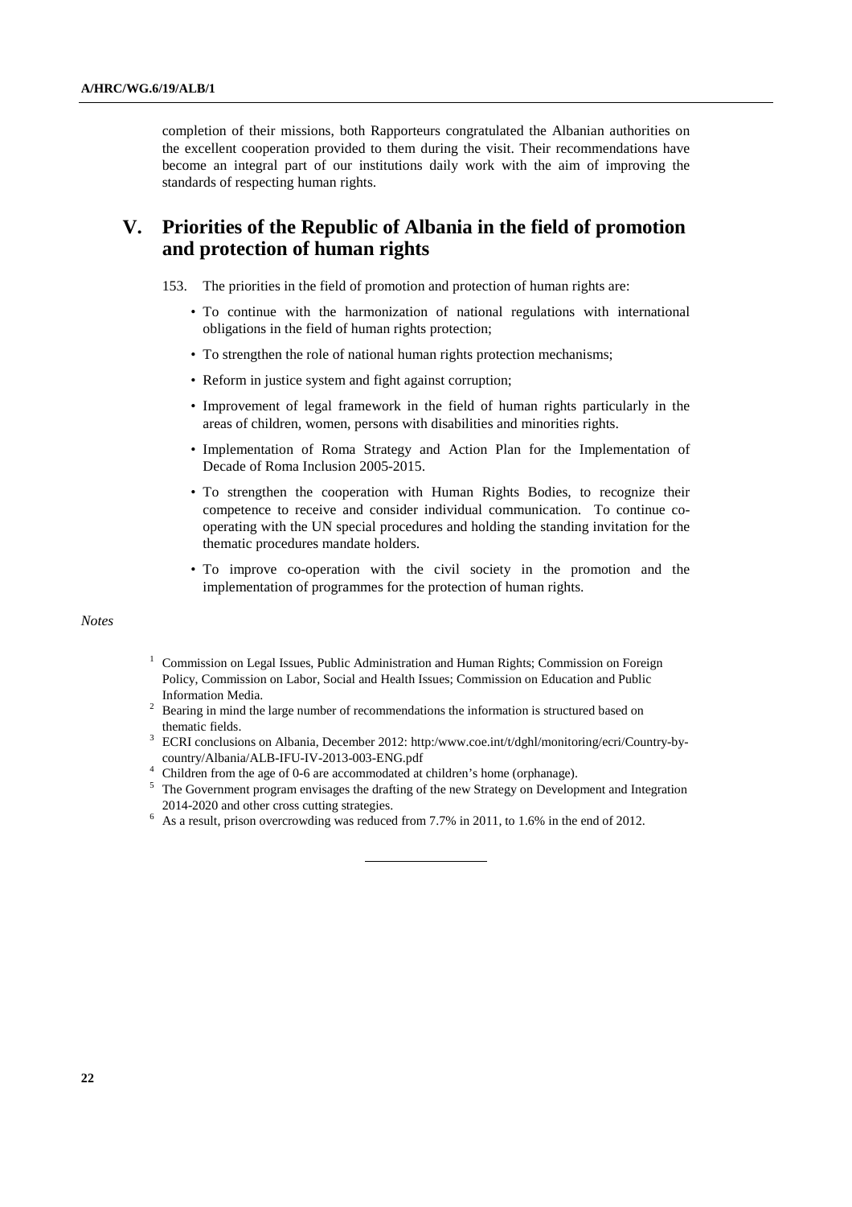completion of their missions, both Rapporteurs congratulated the Albanian authorities on the excellent cooperation provided to them during the visit. Their recommendations have become an integral part of our institutions daily work with the aim of improving the standards of respecting human rights.

# V. Priorities of the Republic of Albania in the field of promotion and protection of human rights

153. The priorities in the field of promotion and protection of human rights are:

- To continue with the harmonization of national regulations with international obligations in the field of human rights protection;
- To strengthen the role of national human rights protection mechanisms;
- Reform in justice system and fight against corruption;
- Improvement of legal framework in the field of human rights particularly in the areas of children, women, persons with disabilities and minorities rights.
- Implementation of Roma Strategy and Action Plan for the Implementation of Decade of Roma Inclusion 2005-2015.
- To strengthen the cooperation with Human Rights Bodies, to recognize their competence to receive and consider individual communication. To continue co-operating with the UN special procedures and holding the standing invitation for the thematic procedures mandate holders.
- To improve co-operation with the civil society in the promotion and the implementation of programmes for the protection of human rights.

*Notes*

[1] Commission on Legal Issues, Public Administration and Human Rights; Commission on Foreign Policy, Commission on Labor, Social and Health Issues; Commission on Education and Public Information Media.

[2] Bearing in mind the large number of recommendations the information is structured based on thematic fields.

[3] ECRI conclusions on Albania, December 2012: http:/www.coe.int/t/dghl/monitoring/ecri/Country-by-country/Albania/ALB-IFU-IV-2013-003-ENG.pdf

[4] Children from the age of 0-6 are accommodated at children's home (orphanage).

[5] The Government program envisages the drafting of the new Strategy on Development and Integration 2014-2020 and other cross cutting strategies.

[6] As a result, prison overcrowding was reduced from 7.7% in 2011, to 1.6% in the end of 2012.